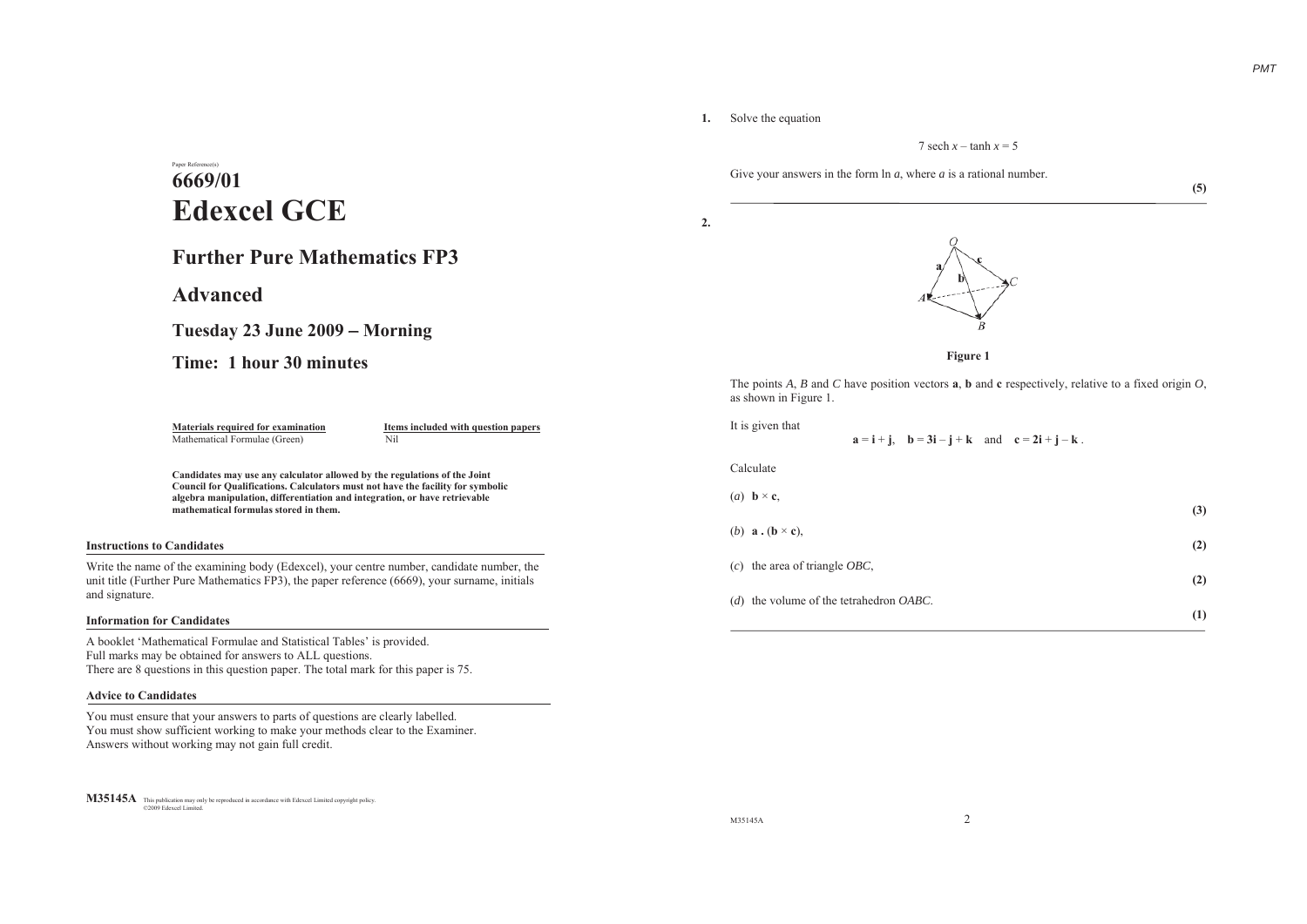Paper Reference(s)

# 6669/01
# Edexcel GCE

## Further Pure Mathematics FP3

## Advanced

### Tuesday 23 June 2009 – Morning

### Time: 1 hour 30 minutes

| Materials required for examination | Items included with question papers |
| --- | --- |
| Mathematical Formulae (Green) | Nil |

**Candidates may use any calculator allowed by the regulations of the Joint Council for Qualifications. Calculators must not have the facility for symbolic algebra manipulation, differentiation and integration, or have retrievable mathematical formulas stored in them.**

### Instructions to Candidates

Write the name of the examining body (Edexcel), your centre number, candidate number, the unit title (Further Pure Mathematics FP3), the paper reference (6669), your surname, initials and signature.

### Information for Candidates

A booklet 'Mathematical Formulae and Statistical Tables' is provided.
Full marks may be obtained for answers to ALL questions.
There are 8 questions in this question paper. The total mark for this paper is 75.

### Advice to Candidates

You must ensure that your answers to parts of questions are clearly labelled.
You must show sufficient working to make your methods clear to the Examiner.
Answers without working may not gain full credit.

**M35145A** This publication may only be reproduced in accordance with Edexcel Limited copyright policy. ©2009 Edexcel Limited.

---

**1.** Solve the equation

$$7 \operatorname{sech} x - \tanh x = 5$$

Give your answers in the form $\ln a$, where $a$ is a rational number.

**(5)**

---

**2.**

Figure 1

The points $A$, $B$ and $C$ have position vectors $\mathbf{a}$, $\mathbf{b}$ and $\mathbf{c}$ respectively, relative to a fixed origin $O$, as shown in Figure 1.

It is given that

$$\mathbf{a} = \mathbf{i} + \mathbf{j}, \quad \mathbf{b} = 3\mathbf{i} - \mathbf{j} + \mathbf{k} \quad \text{and} \quad \mathbf{c} = 2\mathbf{i} + \mathbf{j} - \mathbf{k}.$$

Calculate

(*a*) $\mathbf{b} \times \mathbf{c}$,
**(3)**

(*b*) $\mathbf{a} \cdot (\mathbf{b} \times \mathbf{c})$,
**(2)**

(*c*) the area of triangle $OBC$,
**(2)**

(*d*) the volume of the tetrahedron $OABC$.
**(1)**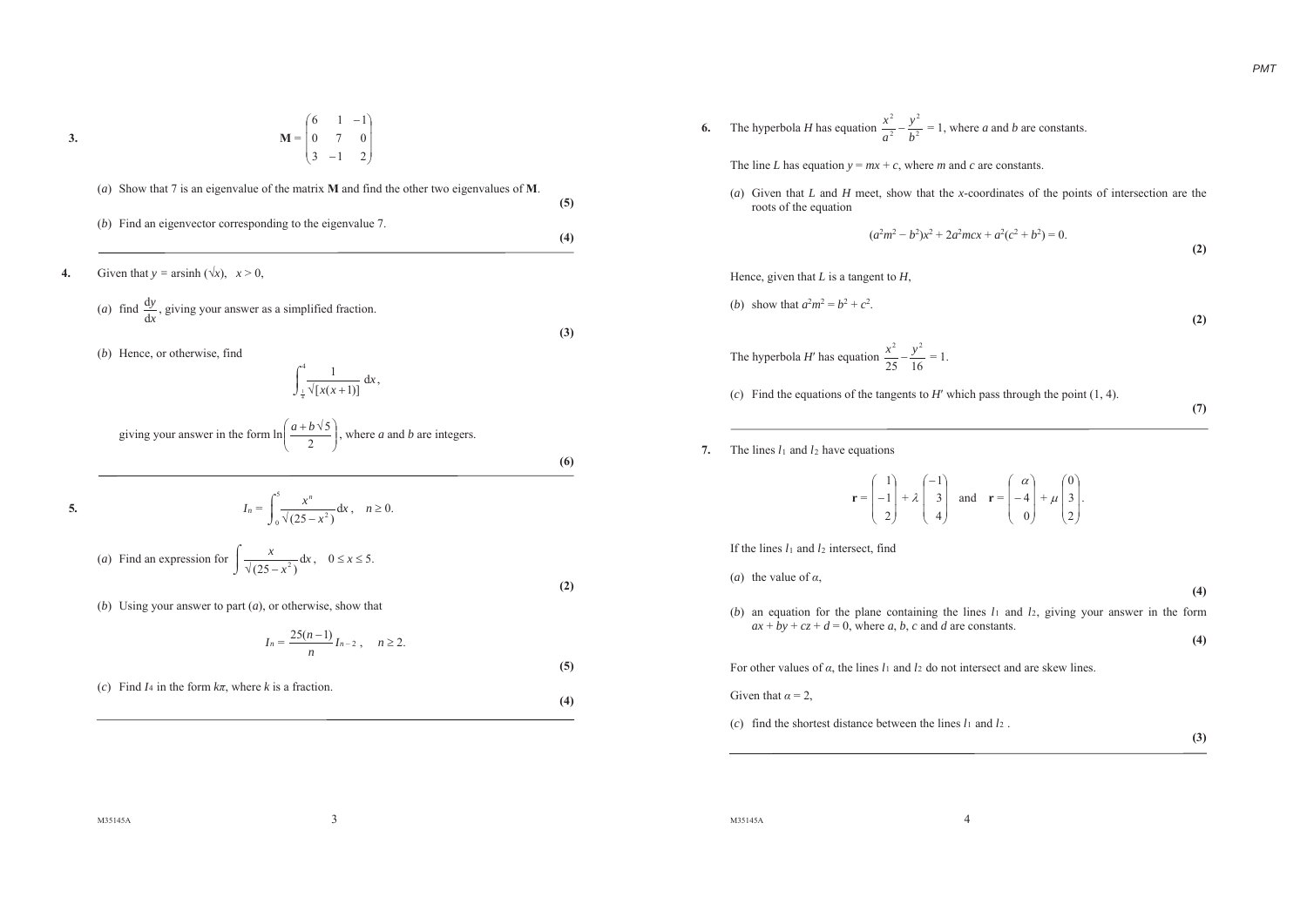**3.**

$$\mathbf{M} = \begin{pmatrix} 6 & 1 & -1 \\ 0 & 7 & 0 \\ 3 & -1 & 2 \end{pmatrix}$$

(*a*) Show that 7 is an eigenvalue of the matrix **M** and find the other two eigenvalues of **M**. **(5)**

(*b*) Find an eigenvector corresponding to the eigenvalue 7. **(4)**

---

**4.** Given that $y = \text{arsinh}(\sqrt{x}), \quad x > 0,$

(*a*) find $\dfrac{\text{d}y}{\text{d}x}$, giving your answer as a simplified fraction. **(3)**

(*b*) Hence, or otherwise, find

$$\int_{\frac{1}{4}}^{4} \frac{1}{\sqrt{[x(x+1)]}}\,\text{d}x,$$

giving your answer in the form $\ln\left(\dfrac{a + b\sqrt{5}}{2}\right)$, where $a$ and $b$ are integers. **(6)**

---

**5.**

$$I_n = \int_0^5 \frac{x^n}{\sqrt{(25 - x^2)}}\,\text{d}x, \quad n \geq 0.$$

(*a*) Find an expression for $\displaystyle\int \frac{x}{\sqrt{(25 - x^2)}}\,\text{d}x, \quad 0 \leq x \leq 5.$ **(2)**

(*b*) Using your answer to part (*a*), or otherwise, show that

$$I_n = \frac{25(n-1)}{n} I_{n-2}, \quad n \geq 2.$$

**(5)**

(*c*) Find $I_4$ in the form $k\pi$, where $k$ is a fraction. **(4)**

---

**6.** The hyperbola $H$ has equation $\dfrac{x^2}{a^2} - \dfrac{y^2}{b^2} = 1$, where $a$ and $b$ are constants.

The line $L$ has equation $y = mx + c$, where $m$ and $c$ are constants.

(*a*) Given that $L$ and $H$ meet, show that the $x$-coordinates of the points of intersection are the roots of the equation

$$(a^2m^2 - b^2)x^2 + 2a^2mcx + a^2(c^2 + b^2) = 0.$$

**(2)**

Hence, given that $L$ is a tangent to $H$,

(*b*) show that $a^2m^2 = b^2 + c^2$. **(2)**

The hyperbola $H'$ has equation $\dfrac{x^2}{25} - \dfrac{y^2}{16} = 1$.

(*c*) Find the equations of the tangents to $H'$ which pass through the point $(1, 4)$. **(7)**

---

**7.** The lines $l_1$ and $l_2$ have equations

$$\mathbf{r} = \begin{pmatrix} 1 \\ -1 \\ 2 \end{pmatrix} + \lambda \begin{pmatrix} -1 \\ 3 \\ 4 \end{pmatrix} \quad \text{and} \quad \mathbf{r} = \begin{pmatrix} \alpha \\ -4 \\ 0 \end{pmatrix} + \mu \begin{pmatrix} 0 \\ 3 \\ 2 \end{pmatrix}.$$

If the lines $l_1$ and $l_2$ intersect, find

(*a*) the value of $\alpha$, **(4)**

(*b*) an equation for the plane containing the lines $l_1$ and $l_2$, giving your answer in the form $ax + by + cz + d = 0$, where $a$, $b$, $c$ and $d$ are constants. **(4)**

For other values of $\alpha$, the lines $l_1$ and $l_2$ do not intersect and are skew lines.

Given that $\alpha = 2$,

(*c*) find the shortest distance between the lines $l_1$ and $l_2$. **(3)**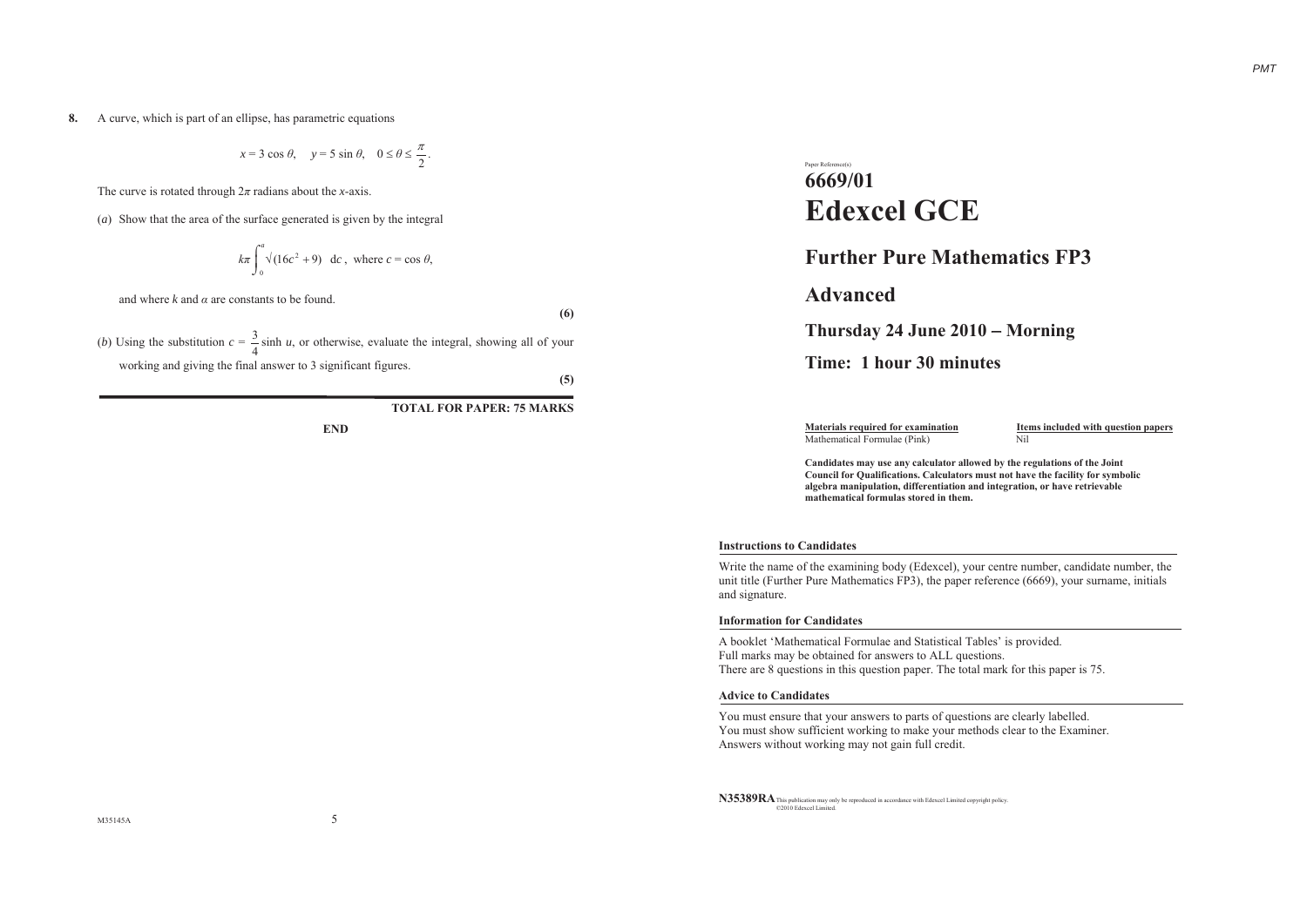**8.** A curve, which is part of an ellipse, has parametric equations

$$x = 3\cos\theta, \quad y = 5\sin\theta, \quad 0 \leq \theta \leq \frac{\pi}{2}.$$

The curve is rotated through $2\pi$ radians about the $x$-axis.

(*a*) Show that the area of the surface generated is given by the integral

$$k\pi \int_0^\alpha \sqrt{(16c^2 + 9)} \, \mathrm{d}c \text{, where } c = \cos\theta,$$

and where $k$ and $\alpha$ are constants to be found.

**(6)**

(*b*) Using the substitution $c = \frac{3}{4}\sinh u$, or otherwise, evaluate the integral, showing all of your working and giving the final answer to 3 significant figures.

**(5)**

**TOTAL FOR PAPER: 75 MARKS**

**END**

Paper Reference(s)

# 6669/01

# Edexcel GCE

## Further Pure Mathematics FP3

## Advanced

### Thursday 24 June 2010 – Morning

### Time: 1 hour 30 minutes

| **Materials required for examination** | **Items included with question papers** |
| --- | --- |
| Mathematical Formulae (Pink) | Nil |

**Candidates may use any calculator allowed by the regulations of the Joint Council for Qualifications. Calculators must not have the facility for symbolic algebra manipulation, differentiation and integration, or have retrievable mathematical formulas stored in them.**

**Instructions to Candidates**

Write the name of the examining body (Edexcel), your centre number, candidate number, the unit title (Further Pure Mathematics FP3), the paper reference (6669), your surname, initials and signature.

**Information for Candidates**

A booklet 'Mathematical Formulae and Statistical Tables' is provided.
Full marks may be obtained for answers to ALL questions.
There are 8 questions in this question paper. The total mark for this paper is 75.

**Advice to Candidates**

You must ensure that your answers to parts of questions are clearly labelled.
You must show sufficient working to make your methods clear to the Examiner.
Answers without working may not gain full credit.

**N35389RA** This publication may only be reproduced in accordance with Edexcel Limited copyright policy. ©2010 Edexcel Limited.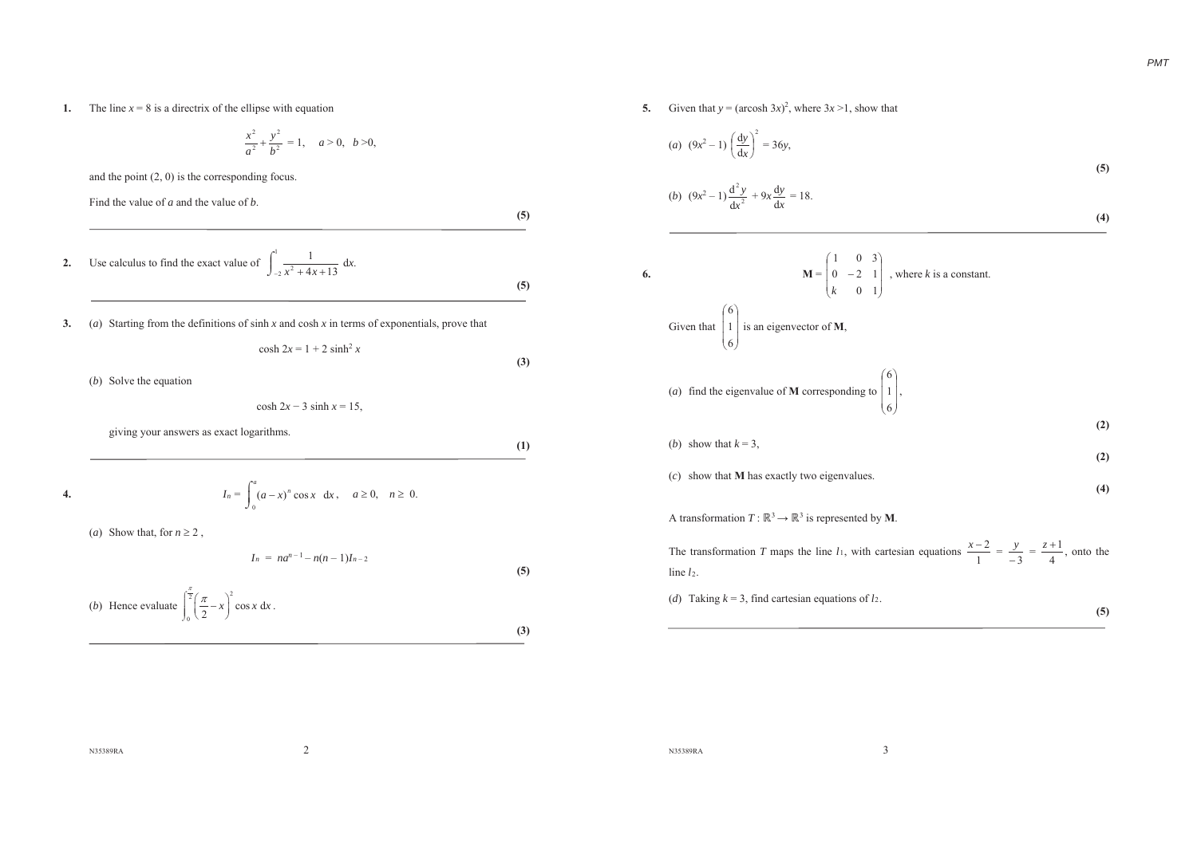**1.** The line $x = 8$ is a directrix of the ellipse with equation

$$\frac{x^2}{a^2} + \frac{y^2}{b^2} = 1, \quad a > 0, \ \ b > 0,$$

and the point $(2, 0)$ is the corresponding focus.

Find the value of $a$ and the value of $b$.

**(5)**

---

**2.** Use calculus to find the exact value of $\displaystyle\int_{-2}^{1} \frac{1}{x^2 + 4x + 13} \, dx$.

**(5)**

---

**3.** (*a*) Starting from the definitions of sinh $x$ and cosh $x$ in terms of exponentials, prove that

$$\cosh 2x = 1 + 2\sinh^2 x$$

**(3)**

(*b*) Solve the equation

$$\cosh 2x - 3\sinh x = 15,$$

giving your answers as exact logarithms.

**(1)**

---

**4.**

$$I_n = \int_0^a (a - x)^n \cos x \ \ dx, \quad a \geq 0, \quad n \geq 0.$$

(*a*) Show that, for $n \geq 2$,

$$I_n = na^{n-1} - n(n-1)I_{n-2}$$

**(5)**

(*b*) Hence evaluate $\displaystyle\int_0^{\frac{\pi}{2}} \left(\frac{\pi}{2} - x\right)^2 \cos x \, dx$.

**(3)**

---

**5.** Given that $y = (\text{arcosh } 3x)^2$, where $3x > 1$, show that

(*a*) $(9x^2 - 1)\left(\dfrac{dy}{dx}\right)^2 = 36y$,

**(5)**

(*b*) $(9x^2 - 1)\dfrac{d^2y}{dx^2} + 9x\dfrac{dy}{dx} = 18$.

**(4)**

---

**6.**

$$\mathbf{M} = \begin{pmatrix} 1 & 0 & 3 \\ 0 & -2 & 1 \\ k & 0 & 1 \end{pmatrix}, \text{ where } k \text{ is a constant.}$$

Given that $\begin{pmatrix} 6 \\ 1 \\ 6 \end{pmatrix}$ is an eigenvector of $\mathbf{M}$,

(*a*) find the eigenvalue of $\mathbf{M}$ corresponding to $\begin{pmatrix} 6 \\ 1 \\ 6 \end{pmatrix}$,

**(2)**

(*b*) show that $k = 3$,

**(2)**

(*c*) show that $\mathbf{M}$ has exactly two eigenvalues.

**(4)**

A transformation $T : \mathbb{R}^3 \to \mathbb{R}^3$ is represented by $\mathbf{M}$.

The transformation $T$ maps the line $l_1$, with cartesian equations $\dfrac{x-2}{1} = \dfrac{y}{-3} = \dfrac{z+1}{4}$, onto the line $l_2$.

(*d*) Taking $k = 3$, find cartesian equations of $l_2$.

**(5)**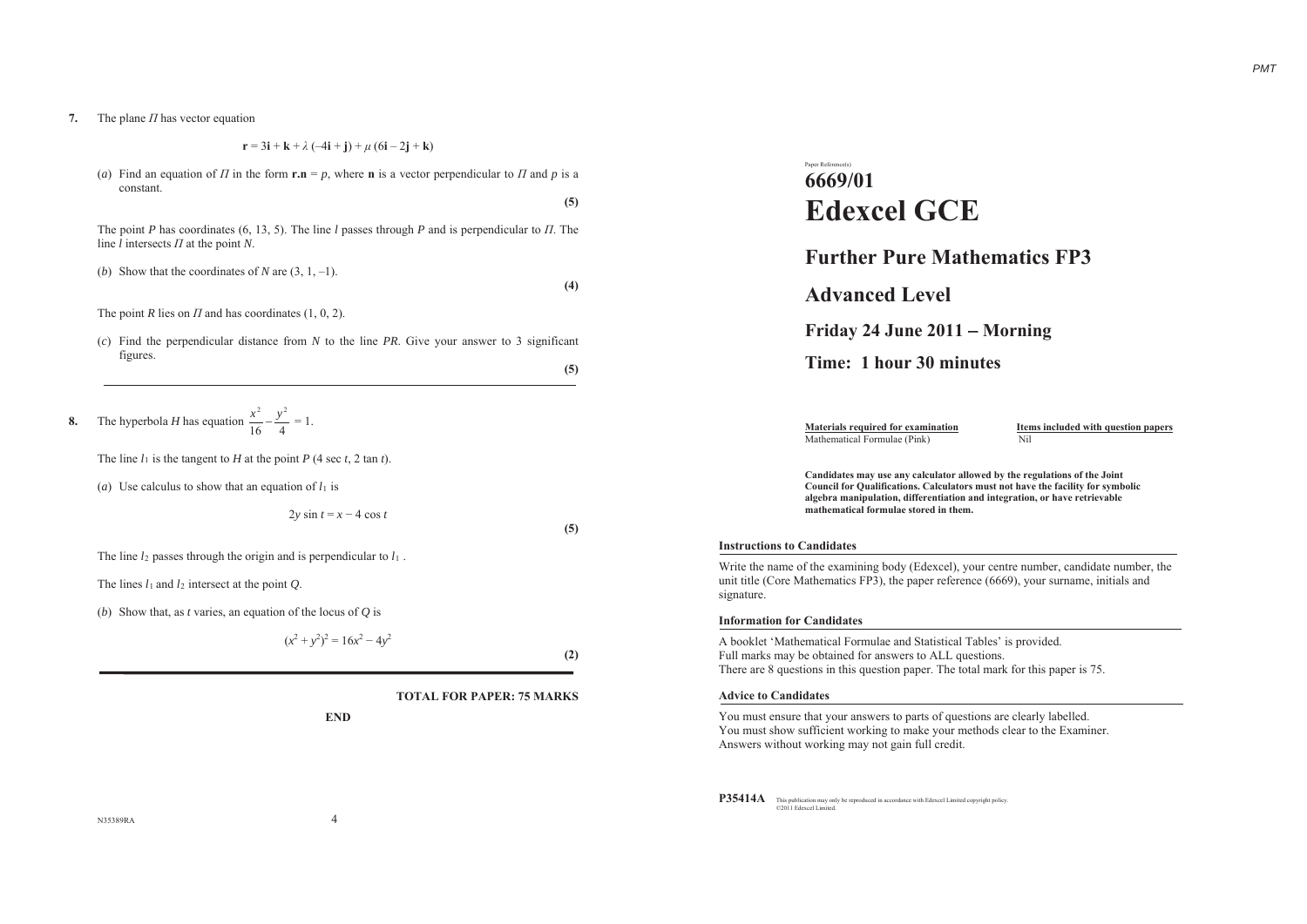**7.** The plane $\Pi$ has vector equation

$$\mathbf{r} = 3\mathbf{i} + \mathbf{k} + \lambda(-4\mathbf{i} + \mathbf{j}) + \mu(6\mathbf{i} - 2\mathbf{j} + \mathbf{k})$$

(*a*) Find an equation of $\Pi$ in the form $\mathbf{r.n} = p$, where $\mathbf{n}$ is a vector perpendicular to $\Pi$ and $p$ is a constant.

**(5)**

The point $P$ has coordinates (6, 13, 5). The line $l$ passes through $P$ and is perpendicular to $\Pi$. The line $l$ intersects $\Pi$ at the point $N$.

(*b*) Show that the coordinates of $N$ are (3, 1, –1).

**(4)**

The point $R$ lies on $\Pi$ and has coordinates (1, 0, 2).

(*c*) Find the perpendicular distance from $N$ to the line $PR$. Give your answer to 3 significant figures.

**(5)**

---

**8.** The hyperbola $H$ has equation $\dfrac{x^2}{16} - \dfrac{y^2}{4} = 1$.

The line $l_1$ is the tangent to $H$ at the point $P$ ($4 \sec t$, $2 \tan t$).

(*a*) Use calculus to show that an equation of $l_1$ is

$$2y \sin t = x - 4 \cos t$$

**(5)**

The line $l_2$ passes through the origin and is perpendicular to $l_1$.

The lines $l_1$ and $l_2$ intersect at the point $Q$.

(*b*) Show that, as $t$ varies, an equation of the locus of $Q$ is

$$(x^2 + y^2)^2 = 16x^2 - 4y^2$$

**(2)**

**TOTAL FOR PAPER: 75 MARKS**

**END**

Paper Reference(s)

# 6669/01
# Edexcel GCE

## Further Pure Mathematics FP3

## Advanced Level

## Friday 24 June 2011 – Morning

## Time: 1 hour 30 minutes

| Materials required for examination | Items included with question papers |
| --- | --- |
| Mathematical Formulae (Pink) | Nil |

**Candidates may use any calculator allowed by the regulations of the Joint Council for Qualifications. Calculators must not have the facility for symbolic algebra manipulation, differentiation and integration, or have retrievable mathematical formulae stored in them.**

**Instructions to Candidates**

Write the name of the examining body (Edexcel), your centre number, candidate number, the unit title (Core Mathematics FP3), the paper reference (6669), your surname, initials and signature.

**Information for Candidates**

A booklet 'Mathematical Formulae and Statistical Tables' is provided.
Full marks may be obtained for answers to ALL questions.
There are 8 questions in this question paper. The total mark for this paper is 75.

**Advice to Candidates**

You must ensure that your answers to parts of questions are clearly labelled.
You must show sufficient working to make your methods clear to the Examiner.
Answers without working may not gain full credit.

**P35414A** This publication may only be reproduced in accordance with Edexcel Limited copyright policy. ©2011 Edexcel Limited.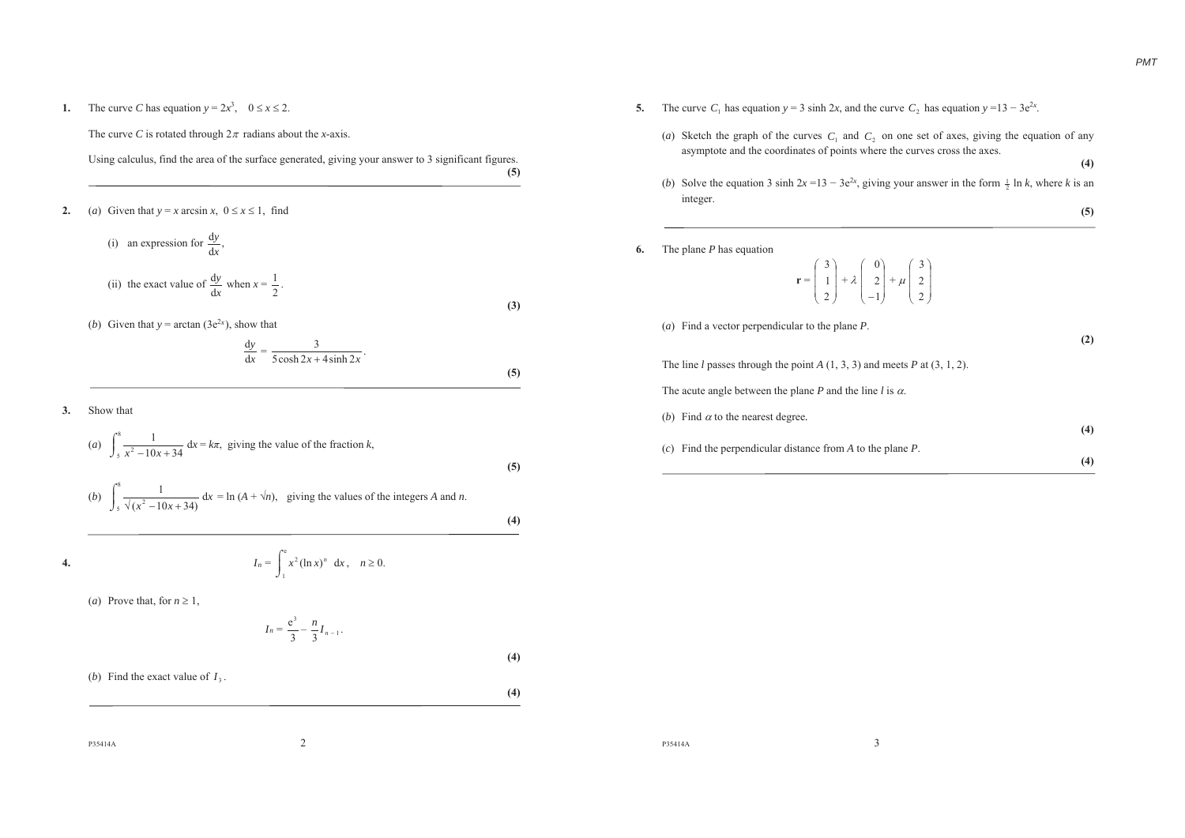**1.** The curve $C$ has equation $y = 2x^3$, $0 \le x \le 2$.

The curve $C$ is rotated through $2\pi$ radians about the $x$-axis.

Using calculus, find the area of the surface generated, giving your answer to 3 significant figures.
**(5)**

---

**2.** (*a*) Given that $y = x \arcsin x$, $0 \le x \le 1$, find

(i) an expression for $\dfrac{dy}{dx}$,

(ii) the exact value of $\dfrac{dy}{dx}$ when $x = \dfrac{1}{2}$.
**(3)**

(*b*) Given that $y = \arctan(3e^{2x})$, show that

$$\frac{dy}{dx} = \frac{3}{5\cosh 2x + 4\sinh 2x}.$$
**(5)**

---

**3.** Show that

(*a*) $\displaystyle\int_5^8 \frac{1}{x^2 - 10x + 34}\, dx = k\pi$, giving the value of the fraction $k$,
**(5)**

(*b*) $\displaystyle\int_5^8 \frac{1}{\sqrt{(x^2 - 10x + 34)}}\, dx = \ln(A + \sqrt{n})$, giving the values of the integers $A$ and $n$.
**(4)**

---

**4.** 
$$I_n = \int_1^e x^2 (\ln x)^n \, dx, \quad n \ge 0.$$

(*a*) Prove that, for $n \ge 1$,

$$I_n = \frac{e^3}{3} - \frac{n}{3} I_{n-1}.$$
**(4)**

(*b*) Find the exact value of $I_3$.
**(4)**

---

**5.** The curve $C_1$ has equation $y = 3\sinh 2x$, and the curve $C_2$ has equation $y = 13 - 3e^{2x}$.

(*a*) Sketch the graph of the curves $C_1$ and $C_2$ on one set of axes, giving the equation of any asymptote and the coordinates of points where the curves cross the axes.
**(4)**

(*b*) Solve the equation $3\sinh 2x = 13 - 3e^{2x}$, giving your answer in the form $\frac{1}{2}\ln k$, where $k$ is an integer.
**(5)**

---

**6.** The plane $P$ has equation

$$\mathbf{r} = \begin{pmatrix} 3 \\ 1 \\ 2 \end{pmatrix} + \lambda \begin{pmatrix} 0 \\ 2 \\ -1 \end{pmatrix} + \mu \begin{pmatrix} 3 \\ 2 \\ 2 \end{pmatrix}$$

(*a*) Find a vector perpendicular to the plane $P$.
**(2)**

The line $l$ passes through the point $A$ (1, 3, 3) and meets $P$ at (3, 1, 2).

The acute angle between the plane $P$ and the line $l$ is $\alpha$.

(*b*) Find $\alpha$ to the nearest degree.
**(4)**

(*c*) Find the perpendicular distance from $A$ to the plane $P$.
**(4)**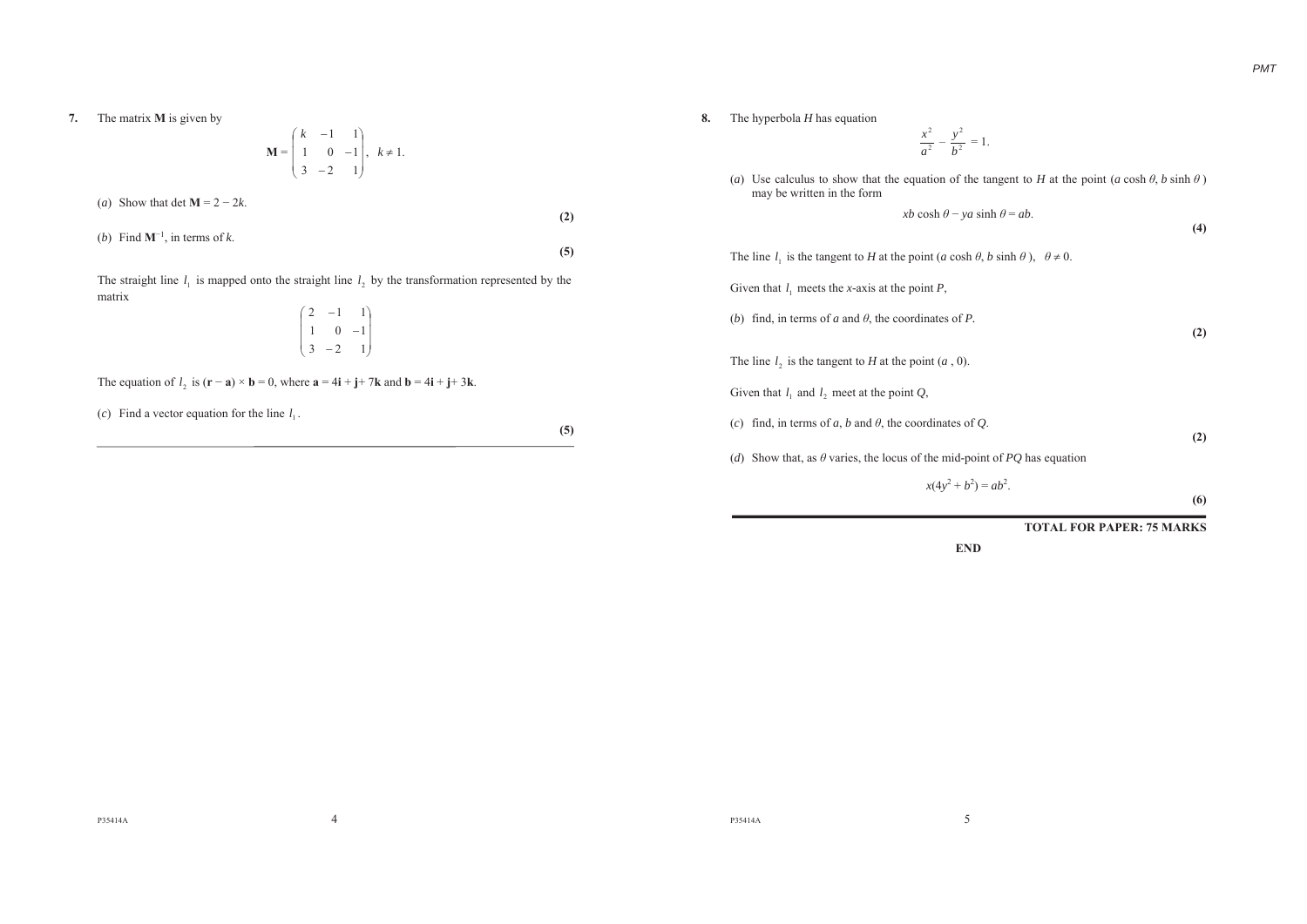**7.** The matrix **M** is given by

$$\mathbf{M} = \begin{pmatrix} k & -1 & 1 \\ 1 & 0 & -1 \\ 3 & -2 & 1 \end{pmatrix}, \quad k \neq 1.$$

(*a*) Show that det **M** = $2 - 2k$.

**(2)**

(*b*) Find $\mathbf{M}^{-1}$, in terms of $k$.

**(5)**

The straight line $l_1$ is mapped onto the straight line $l_2$ by the transformation represented by the matrix

$$\begin{pmatrix} 2 & -1 & 1 \\ 1 & 0 & -1 \\ 3 & -2 & 1 \end{pmatrix}$$

The equation of $l_2$ is $(\mathbf{r} - \mathbf{a}) \times \mathbf{b} = 0$, where $\mathbf{a} = 4\mathbf{i} + \mathbf{j} + 7\mathbf{k}$ and $\mathbf{b} = 4\mathbf{i} + \mathbf{j} + 3\mathbf{k}$.

(*c*) Find a vector equation for the line $l_1$.

**(5)**

---

**8.** The hyperbola $H$ has equation

$$\frac{x^2}{a^2} - \frac{y^2}{b^2} = 1.$$

(*a*) Use calculus to show that the equation of the tangent to $H$ at the point $(a\cosh\theta, b\sinh\theta)$ may be written in the form

$$xb\cosh\theta - ya\sinh\theta = ab.$$

**(4)**

The line $l_1$ is the tangent to $H$ at the point $(a\cosh\theta, b\sinh\theta)$, $\theta \neq 0$.

Given that $l_1$ meets the $x$-axis at the point $P$,

(*b*) find, in terms of $a$ and $\theta$, the coordinates of $P$.

**(2)**

The line $l_2$ is the tangent to $H$ at the point $(a, 0)$.

Given that $l_1$ and $l_2$ meet at the point $Q$,

(*c*) find, in terms of $a$, $b$ and $\theta$, the coordinates of $Q$.

**(2)**

(*d*) Show that, as $\theta$ varies, the locus of the mid-point of $PQ$ has equation

$$x(4y^2 + b^2) = ab^2.$$

**(6)**

---

**TOTAL FOR PAPER: 75 MARKS**

**END**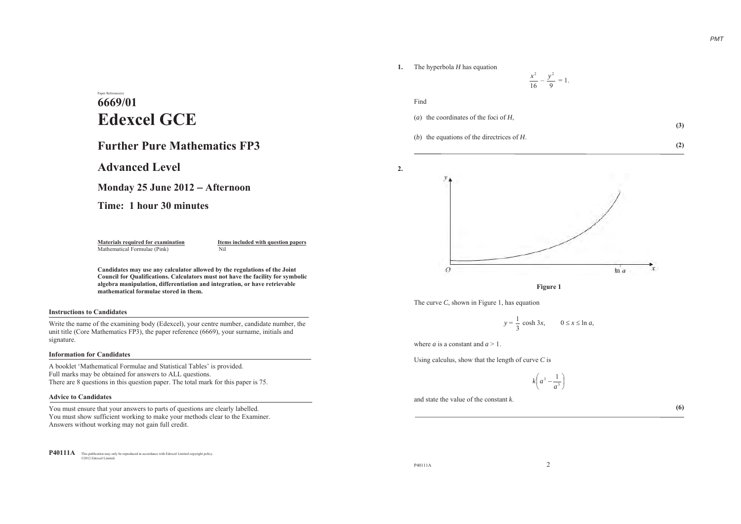Paper Reference(s)

# 6669/01

# Edexcel GCE

## Further Pure Mathematics FP3

## Advanced Level

### Monday 25 June 2012 – Afternoon

### Time: 1 hour 30 minutes

| **Materials required for examination** | **Items included with question papers** |
| --- | --- |
| Mathematical Formulae (Pink) | Nil |

**Candidates may use any calculator allowed by the regulations of the Joint Council for Qualifications. Calculators must not have the facility for symbolic algebra manipulation, differentiation and integration, or have retrievable mathematical formulae stored in them.**

**Instructions to Candidates**

Write the name of the examining body (Edexcel), your centre number, candidate number, the unit title (Core Mathematics FP3), the paper reference (6669), your surname, initials and signature.

**Information for Candidates**

A booklet 'Mathematical Formulae and Statistical Tables' is provided.
Full marks may be obtained for answers to ALL questions.
There are 8 questions in this question paper. The total mark for this paper is 75.

**Advice to Candidates**

You must ensure that your answers to parts of questions are clearly labelled.
You must show sufficient working to make your methods clear to the Examiner.
Answers without working may not gain full credit.

P40111A This publication may only be reproduced in accordance with Edexcel Limited copyright policy. ©2012 Edexcel Limited.

---

**1.** The hyperbola $H$ has equation

$$\frac{x^2}{16} - \frac{y^2}{9} = 1.$$

Find

(*a*) the coordinates of the foci of $H$, **(3)**

(*b*) the equations of the directrices of $H$. **(2)**

---

**2.**

**Figure 1**

The curve $C$, shown in Figure 1, has equation

$$y = \frac{1}{3}\cosh 3x, \qquad 0 \leq x \leq \ln a,$$

where $a$ is a constant and $a > 1$.

Using calculus, show that the length of curve $C$ is

$$k\left(a^3 - \frac{1}{a^3}\right)$$

and state the value of the constant $k$. **(6)**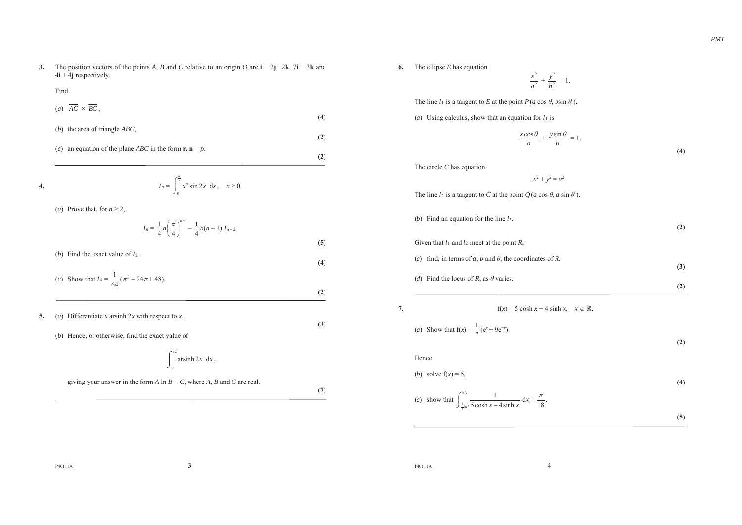**3.** The position vectors of the points $A$, $B$ and $C$ relative to an origin $O$ are $\mathbf{i} - 2\mathbf{j} - 2\mathbf{k}$, $7\mathbf{i} - 3\mathbf{k}$ and $4\mathbf{i} + 4\mathbf{j}$ respectively.

Find

(*a*) $\overrightarrow{AC} \times \overrightarrow{BC}$,

**(4)**

(*b*) the area of triangle $ABC$,

**(2)**

(*c*) an equation of the plane $ABC$ in the form $\mathbf{r}.\ \mathbf{n} = p$.

**(2)**

---

**4.**

$$I_n = \int_0^{\frac{\pi}{4}} x^n \sin 2x \ \mathrm{d}x, \quad n \geq 0.$$

(*a*) Prove that, for $n \geq 2$,

$$I_n = \frac{1}{4}n\left(\frac{\pi}{4}\right)^{n-1} - \frac{1}{4}n(n-1)\,I_{n-2}.$$

**(5)**

(*b*) Find the exact value of $I_2$.

**(4)**

(*c*) Show that $I_4 = \dfrac{1}{64}(\pi^3 - 24\pi + 48)$.

**(2)**

---

**5.** (*a*) Differentiate $x$ arsinh $2x$ with respect to $x$.

**(3)**

(*b*) Hence, or otherwise, find the exact value of

$$\int_0^{\sqrt{2}} \text{arsinh}\, 2x \ \mathrm{d}x.$$

giving your answer in the form $A \ln B + C$, where $A$, $B$ and $C$ are real.

**(7)**

---

**6.** The ellipse $E$ has equation

$$\frac{x^2}{a^2} + \frac{y^2}{b^2} = 1.$$

The line $l_1$ is a tangent to $E$ at the point $P(a\cos\theta, b\sin\theta)$.

(*a*) Using calculus, show that an equation for $l_1$ is

$$\frac{x\cos\theta}{a} + \frac{y\sin\theta}{b} = 1.$$

**(4)**

The circle $C$ has equation

$$x^2 + y^2 = a^2.$$

The line $l_2$ is a tangent to $C$ at the point $Q(a\cos\theta, a\sin\theta)$.

(*b*) Find an equation for the line $l_2$.

**(2)**

Given that $l_1$ and $l_2$ meet at the point $R$,

(*c*) find, in terms of $a$, $b$ and $\theta$, the coordinates of $R$.

**(3)**

(*d*) Find the locus of $R$, as $\theta$ varies.

**(2)**

---

**7.**

$$\mathrm{f}(x) = 5\cosh x - 4\sinh x, \quad x \in \mathbb{R}.$$

(*a*) Show that $\mathrm{f}(x) = \dfrac{1}{2}(\mathrm{e}^x + 9\mathrm{e}^{-x})$.

**(2)**

Hence

(*b*) solve $\mathrm{f}(x) = 5$,

**(4)**

(*c*) show that $\displaystyle\int_{\frac{1}{2}\ln 3}^{\ln 3} \frac{1}{5\cosh x - 4\sinh x} \ \mathrm{d}x = \frac{\pi}{18}$.

**(5)**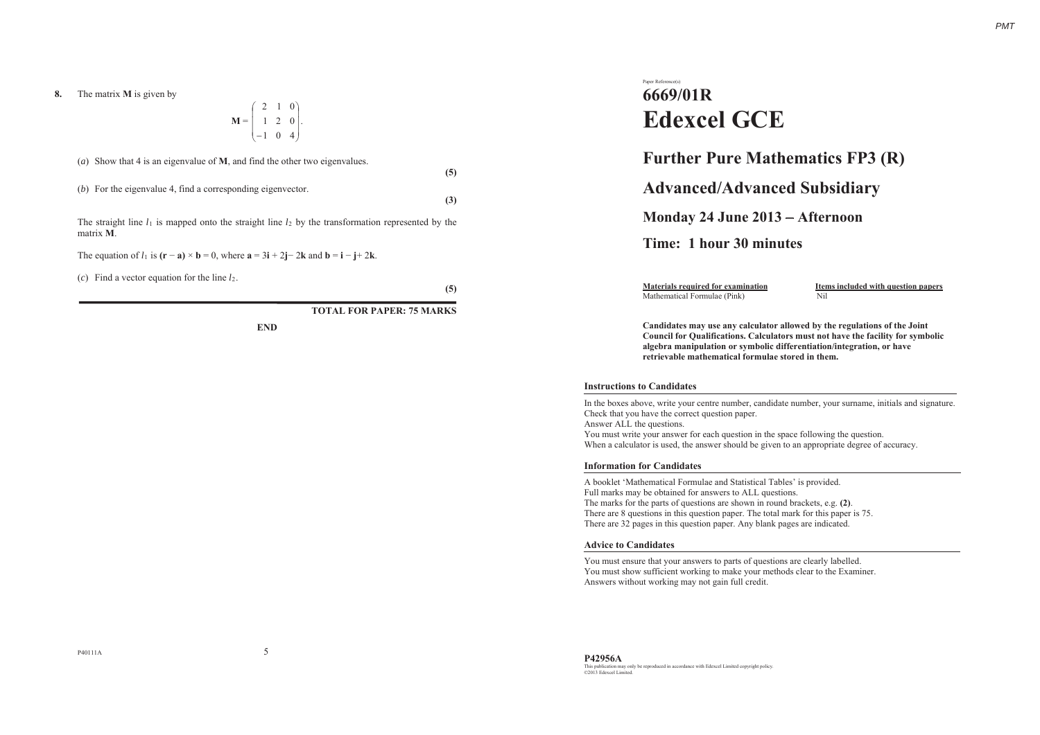**8.** The matrix **M** is given by

$$\mathbf{M} = \begin{pmatrix} 2 & 1 & 0 \\ 1 & 2 & 0 \\ -1 & 0 & 4 \end{pmatrix}.$$

(*a*) Show that 4 is an eigenvalue of **M**, and find the other two eigenvalues.
**(5)**

(*b*) For the eigenvalue 4, find a corresponding eigenvector.
**(3)**

The straight line $l_1$ is mapped onto the straight line $l_2$ by the transformation represented by the matrix **M**.

The equation of $l_1$ is $(\mathbf{r} - \mathbf{a}) \times \mathbf{b} = 0$, where $\mathbf{a} = 3\mathbf{i} + 2\mathbf{j} - 2\mathbf{k}$ and $\mathbf{b} = \mathbf{i} - \mathbf{j} + 2\mathbf{k}$.

(*c*) Find a vector equation for the line $l_2$.
**(5)**

**TOTAL FOR PAPER: 75 MARKS**

**END**

Paper Reference(s)

# 6669/01R
# Edexcel GCE

## Further Pure Mathematics FP3 (R)

## Advanced/Advanced Subsidiary

## Monday 24 June 2013 – Afternoon

## Time: 1 hour 30 minutes

| Materials required for examination | Items included with question papers |
| --- | --- |
| Mathematical Formulae (Pink) | Nil |

**Candidates may use any calculator allowed by the regulations of the Joint Council for Qualifications. Calculators must not have the facility for symbolic algebra manipulation or symbolic differentiation/integration, or have retrievable mathematical formulae stored in them.**

### Instructions to Candidates

In the boxes above, write your centre number, candidate number, your surname, initials and signature.
Check that you have the correct question paper.
Answer ALL the questions.
You must write your answer for each question in the space following the question.
When a calculator is used, the answer should be given to an appropriate degree of accuracy.

### Information for Candidates

A booklet 'Mathematical Formulae and Statistical Tables' is provided.
Full marks may be obtained for answers to ALL questions.
The marks for the parts of questions are shown in round brackets, e.g. **(2)**.
There are 8 questions in this question paper. The total mark for this paper is 75.
There are 32 pages in this question paper. Any blank pages are indicated.

### Advice to Candidates

You must ensure that your answers to parts of questions are clearly labelled.
You must show sufficient working to make your methods clear to the Examiner.
Answers without working may not gain full credit.

**P42956A**
This publication may only be reproduced in accordance with Edexcel Limited copyright policy.
©2013 Edexcel Limited.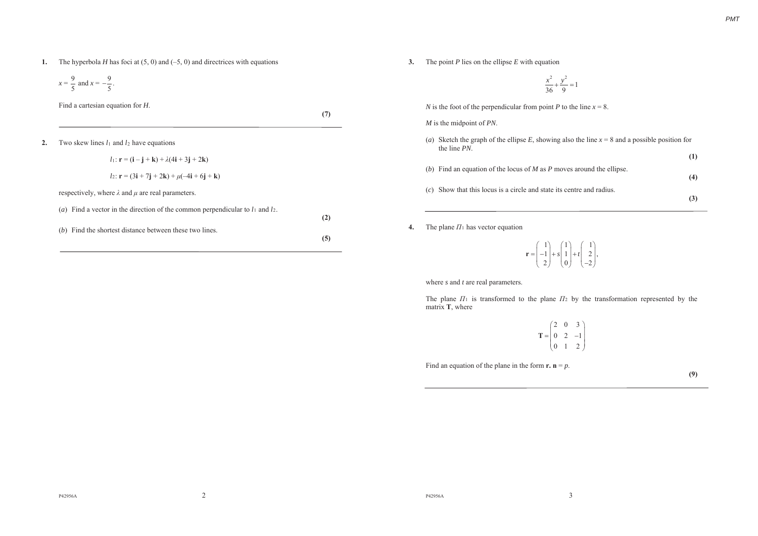**1.** The hyperbola $H$ has foci at $(5, 0)$ and $(-5, 0)$ and directrices with equations

$x = \frac{9}{5}$ and $x = -\frac{9}{5}$.

Find a cartesian equation for $H$.

**(7)**

---

**2.** Two skew lines $l_1$ and $l_2$ have equations

$$l_1: \mathbf{r} = (\mathbf{i} - \mathbf{j} + \mathbf{k}) + \lambda(4\mathbf{i} + 3\mathbf{j} + 2\mathbf{k})$$

$$l_2: \mathbf{r} = (3\mathbf{i} + 7\mathbf{j} + 2\mathbf{k}) + \mu(-4\mathbf{i} + 6\mathbf{j} + \mathbf{k})$$

respectively, where $\lambda$ and $\mu$ are real parameters.

(*a*) Find a vector in the direction of the common perpendicular to $l_1$ and $l_2$.

**(2)**

(*b*) Find the shortest distance between these two lines.

**(5)**

---

**3.** The point $P$ lies on the ellipse $E$ with equation

$$\frac{x^2}{36} + \frac{y^2}{9} = 1$$

$N$ is the foot of the perpendicular from point $P$ to the line $x = 8$.

$M$ is the midpoint of $PN$.

(*a*) Sketch the graph of the ellipse $E$, showing also the line $x = 8$ and a possible position for the line $PN$.

**(1)**

(*b*) Find an equation of the locus of $M$ as $P$ moves around the ellipse.

**(4)**

(*c*) Show that this locus is a circle and state its centre and radius.

**(3)**

---

**4.** The plane $\Pi_1$ has vector equation

$$\mathbf{r} = \begin{pmatrix} 1 \\ -1 \\ 2 \end{pmatrix} + s\begin{pmatrix} 1 \\ 1 \\ 0 \end{pmatrix} + t\begin{pmatrix} 1 \\ 2 \\ -2 \end{pmatrix},$$

where $s$ and $t$ are real parameters.

The plane $\Pi_1$ is transformed to the plane $\Pi_2$ by the transformation represented by the matrix $\mathbf{T}$, where

$$\mathbf{T} = \begin{pmatrix} 2 & 0 & 3 \\ 0 & 2 & -1 \\ 0 & 1 & 2 \end{pmatrix}$$

Find an equation of the plane in the form $\mathbf{r} . \mathbf{n} = p$.

**(9)**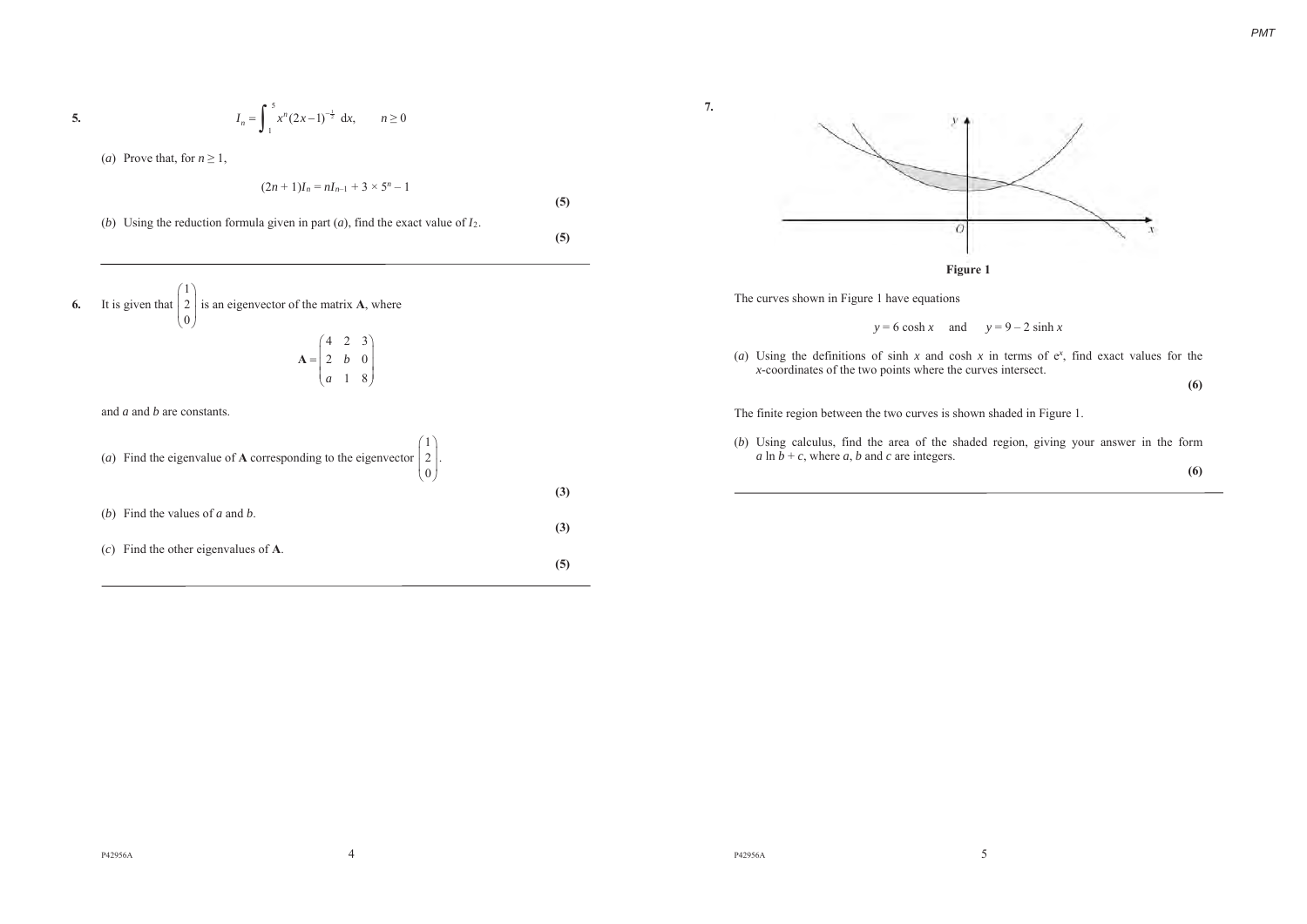**5.** $$I_n = \int_1^5 x^n (2x-1)^{-\frac{1}{2}} \, dx, \qquad n \geq 0$$

(*a*) Prove that, for $n \geq 1$,

$$(2n+1)I_n = nI_{n-1} + 3 \times 5^n - 1$$

**(5)**

(*b*) Using the reduction formula given in part (*a*), find the exact value of $I_2$.

**(5)**

---

**6.** It is given that $\begin{pmatrix} 1 \\ 2 \\ 0 \end{pmatrix}$ is an eigenvector of the matrix **A**, where

$$\mathbf{A} = \begin{pmatrix} 4 & 2 & 3 \\ 2 & b & 0 \\ a & 1 & 8 \end{pmatrix}$$

and *a* and *b* are constants.

(*a*) Find the eigenvalue of **A** corresponding to the eigenvector $\begin{pmatrix} 1 \\ 2 \\ 0 \end{pmatrix}$.

**(3)**

(*b*) Find the values of *a* and *b*.

**(3)**

(*c*) Find the other eigenvalues of **A**.

**(5)**

---

**7.**

**Figure 1**

The curves shown in Figure 1 have equations

$$y = 6\cosh x \quad \text{and} \quad y = 9 - 2\sinh x$$

(*a*) Using the definitions of sinh *x* and cosh *x* in terms of $e^x$, find exact values for the *x*-coordinates of the two points where the curves intersect.

**(6)**

The finite region between the two curves is shown shaded in Figure 1.

(*b*) Using calculus, find the area of the shaded region, giving your answer in the form $a \ln b + c$, where *a*, *b* and *c* are integers.

**(6)**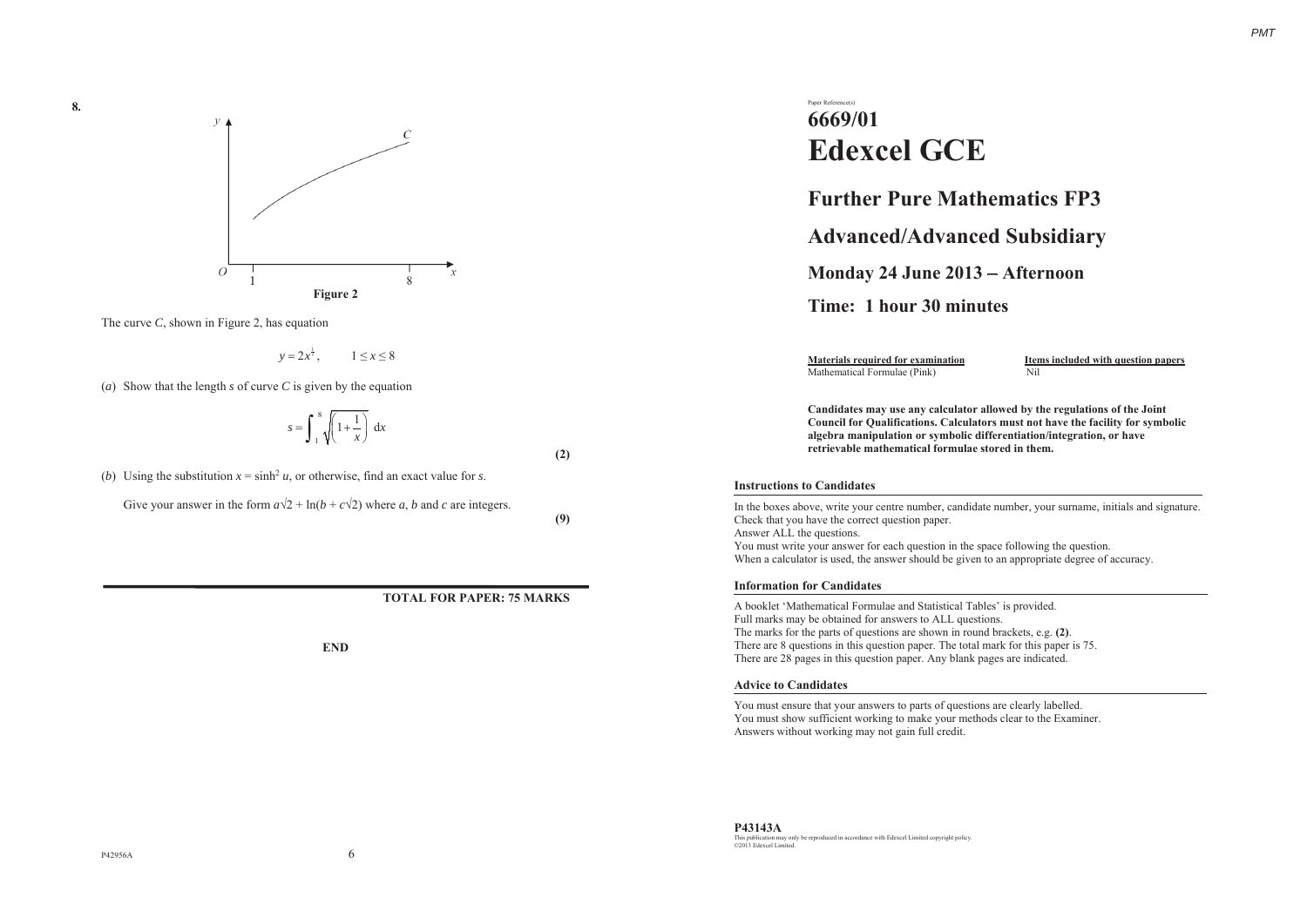**8.**

Figure 2

The curve $C$, shown in Figure 2, has equation

$$y = 2x^{\frac{1}{2}}, \qquad 1 \leq x \leq 8$$

(*a*) Show that the length $s$ of curve $C$ is given by the equation

$$s = \int_1^8 \sqrt{\left(1 + \frac{1}{x}\right)} \, dx$$

**(2)**

(*b*) Using the substitution $x = \sinh^2 u$, or otherwise, find an exact value for $s$.

Give your answer in the form $a\sqrt{2} + \ln(b + c\sqrt{2})$ where $a$, $b$ and $c$ are integers.

**(9)**

**TOTAL FOR PAPER: 75 MARKS**

**END**

Paper Reference(s)

# 6669/01
# Edexcel GCE

## Further Pure Mathematics FP3

## Advanced/Advanced Subsidiary

## Monday 24 June 2013 – Afternoon

## Time: 1 hour 30 minutes

| Materials required for examination | Items included with question papers |
| --- | --- |
| Mathematical Formulae (Pink) | Nil |

**Candidates may use any calculator allowed by the regulations of the Joint Council for Qualifications. Calculators must not have the facility for symbolic algebra manipulation or symbolic differentiation/integration, or have retrievable mathematical formulae stored in them.**

### Instructions to Candidates

In the boxes above, write your centre number, candidate number, your surname, initials and signature.
Check that you have the correct question paper.
Answer ALL the questions.
You must write your answer for each question in the space following the question.
When a calculator is used, the answer should be given to an appropriate degree of accuracy.

### Information for Candidates

A booklet 'Mathematical Formulae and Statistical Tables' is provided.
Full marks may be obtained for answers to ALL questions.
The marks for the parts of questions are shown in round brackets, e.g. **(2)**.
There are 8 questions in this question paper. The total mark for this paper is 75.
There are 28 pages in this question paper. Any blank pages are indicated.

### Advice to Candidates

You must ensure that your answers to parts of questions are clearly labelled.
You must show sufficient working to make your methods clear to the Examiner.
Answers without working may not gain full credit.

**P43143A**

This publication may only be reproduced in accordance with Edexcel Limited copyright policy.
©2013 Edexcel Limited.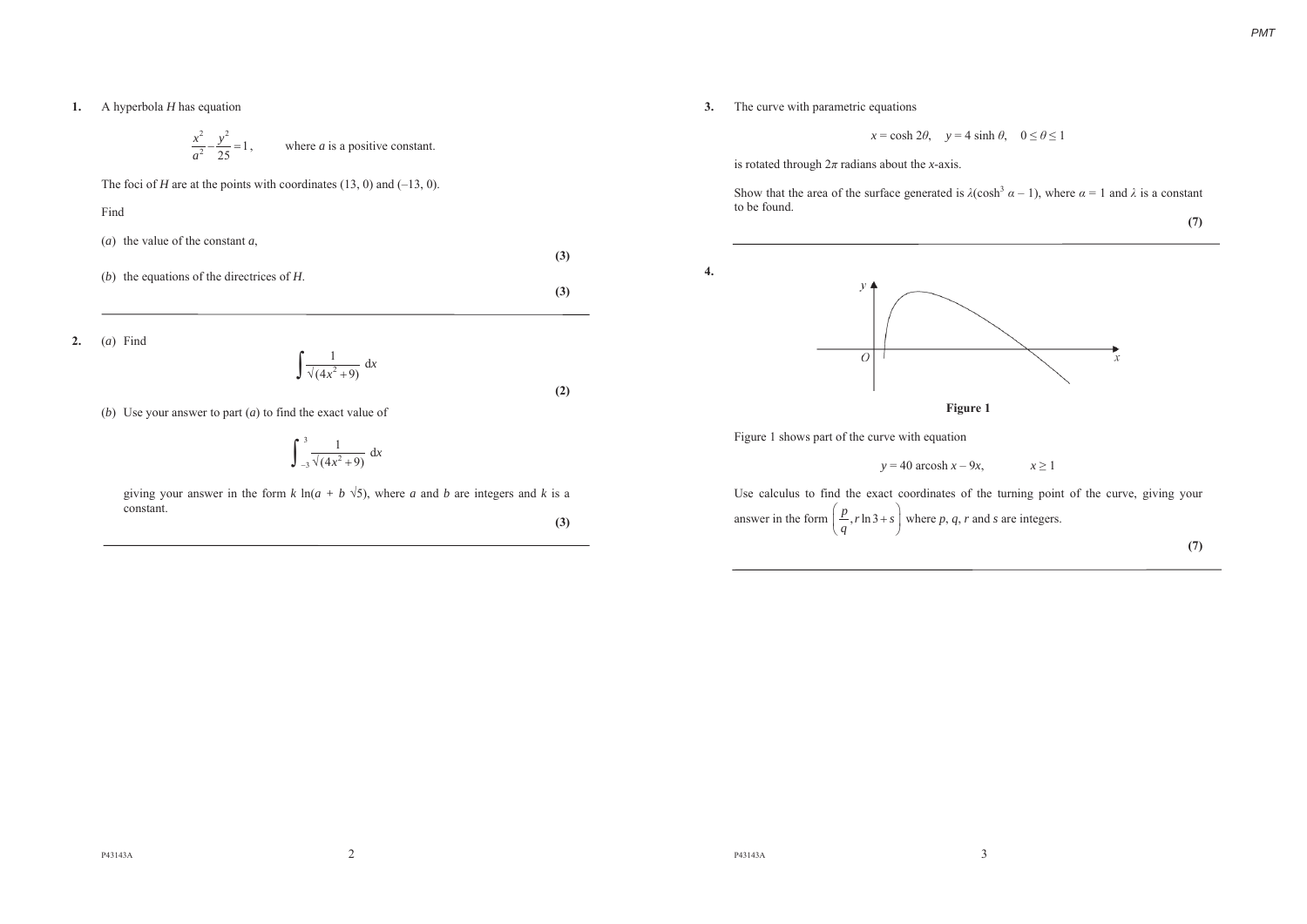**1.** A hyperbola $H$ has equation

$$\frac{x^2}{a^2} - \frac{y^2}{25} = 1, \qquad \text{where } a \text{ is a positive constant.}$$

The foci of $H$ are at the points with coordinates $(13, 0)$ and $(-13, 0)$.

Find

(*a*) the value of the constant $a$,

**(3)**

(*b*) the equations of the directrices of $H$.

**(3)**

---

**2.** (*a*) Find

$$\int \frac{1}{\sqrt{(4x^2+9)}}\, \mathrm{d}x$$

**(2)**

(*b*) Use your answer to part (*a*) to find the exact value of

$$\int_{-3}^{3} \frac{1}{\sqrt{(4x^2+9)}}\, \mathrm{d}x$$

giving your answer in the form $k \ln(a + b\sqrt{5})$, where $a$ and $b$ are integers and $k$ is a constant.

**(3)**

---

**3.** The curve with parametric equations

$$x = \cosh 2\theta, \quad y = 4\sinh\theta, \quad 0 \leq \theta \leq 1$$

is rotated through $2\pi$ radians about the $x$-axis.

Show that the area of the surface generated is $\lambda(\cosh^3 \alpha - 1)$, where $\alpha = 1$ and $\lambda$ is a constant to be found.

**(7)**

---

**4.**

**Figure 1**

Figure 1 shows part of the curve with equation

$$y = 40 \operatorname{arcosh} x - 9x, \qquad x \geq 1$$

Use calculus to find the exact coordinates of the turning point of the curve, giving your answer in the form $\left(\frac{p}{q}, r\ln 3 + s\right)$ where $p$, $q$, $r$ and $s$ are integers.

**(7)**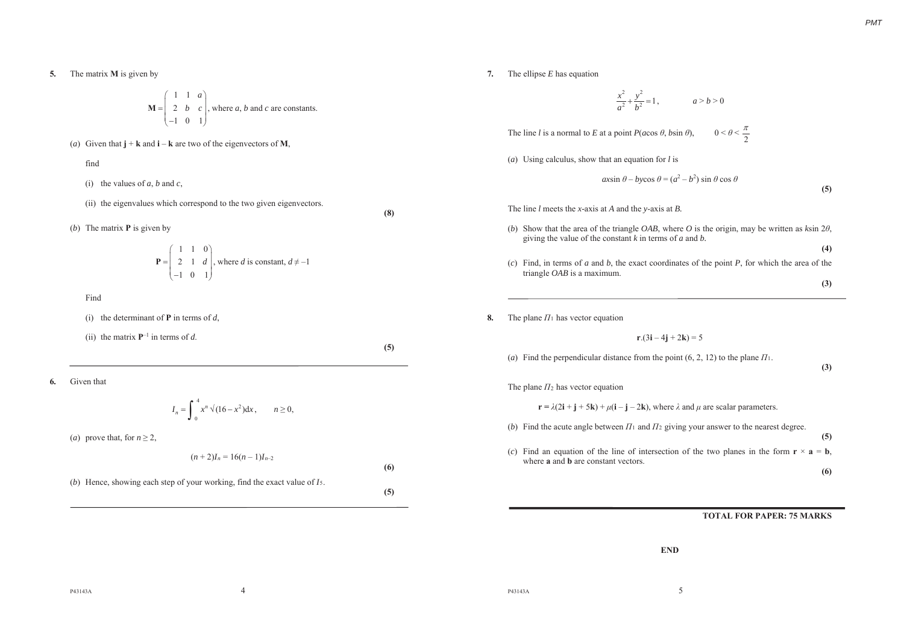**5.** The matrix **M** is given by

$$\mathbf{M} = \begin{pmatrix} 1 & 1 & a \\ 2 & b & c \\ -1 & 0 & 1 \end{pmatrix}, \text{ where } a, b \text{ and } c \text{ are constants.}$$

(*a*) Given that $\mathbf{j} + \mathbf{k}$ and $\mathbf{i} - \mathbf{k}$ are two of the eigenvectors of **M**,

find

(i) the values of $a$, $b$ and $c$,

(ii) the eigenvalues which correspond to the two given eigenvectors.

**(8)**

(*b*) The matrix **P** is given by

$$\mathbf{P} = \begin{pmatrix} 1 & 1 & 0 \\ 2 & 1 & d \\ -1 & 0 & 1 \end{pmatrix}, \text{ where } d \text{ is constant, } d \neq -1$$

Find

(i) the determinant of **P** in terms of $d$,

(ii) the matrix $\mathbf{P}^{-1}$ in terms of $d$.

**(5)**

---

**6.** Given that

$$I_n = \int_0^4 x^n \sqrt{(16 - x^2)}\,dx, \qquad n \geq 0,$$

(*a*) prove that, for $n \geq 2$,

$$(n + 2)I_n = 16(n - 1)I_{n-2}$$

**(6)**

(*b*) Hence, showing each step of your working, find the exact value of $I_5$.

**(5)**

---

**7.** The ellipse $E$ has equation

$$\frac{x^2}{a^2} + \frac{y^2}{b^2} = 1, \qquad a > b > 0$$

The line $l$ is a normal to $E$ at a point $P(a\cos\theta, b\sin\theta)$, $\quad 0 < \theta < \frac{\pi}{2}$

(*a*) Using calculus, show that an equation for $l$ is

$$ax\sin\theta - by\cos\theta = (a^2 - b^2)\sin\theta\cos\theta$$

**(5)**

The line $l$ meets the $x$-axis at $A$ and the $y$-axis at $B$.

(*b*) Show that the area of the triangle $OAB$, where $O$ is the origin, may be written as $k\sin 2\theta$, giving the value of the constant $k$ in terms of $a$ and $b$.

**(4)**

(*c*) Find, in terms of $a$ and $b$, the exact coordinates of the point $P$, for which the area of the triangle $OAB$ is a maximum.

**(3)**

---

**8.** The plane $\Pi_1$ has vector equation

$$\mathbf{r}.(3\mathbf{i} - 4\mathbf{j} + 2\mathbf{k}) = 5$$

(*a*) Find the perpendicular distance from the point $(6, 2, 12)$ to the plane $\Pi_1$.

**(3)**

The plane $\Pi_2$ has vector equation

$$\mathbf{r} = \lambda(2\mathbf{i} + \mathbf{j} + 5\mathbf{k}) + \mu(\mathbf{i} - \mathbf{j} - 2\mathbf{k}), \text{ where } \lambda \text{ and } \mu \text{ are scalar parameters.}$$

(*b*) Find the acute angle between $\Pi_1$ and $\Pi_2$ giving your answer to the nearest degree.

**(5)**

(*c*) Find an equation of the line of intersection of the two planes in the form $\mathbf{r} \times \mathbf{a} = \mathbf{b}$, where **a** and **b** are constant vectors.

**(6)**

---

**TOTAL FOR PAPER: 75 MARKS**

**END**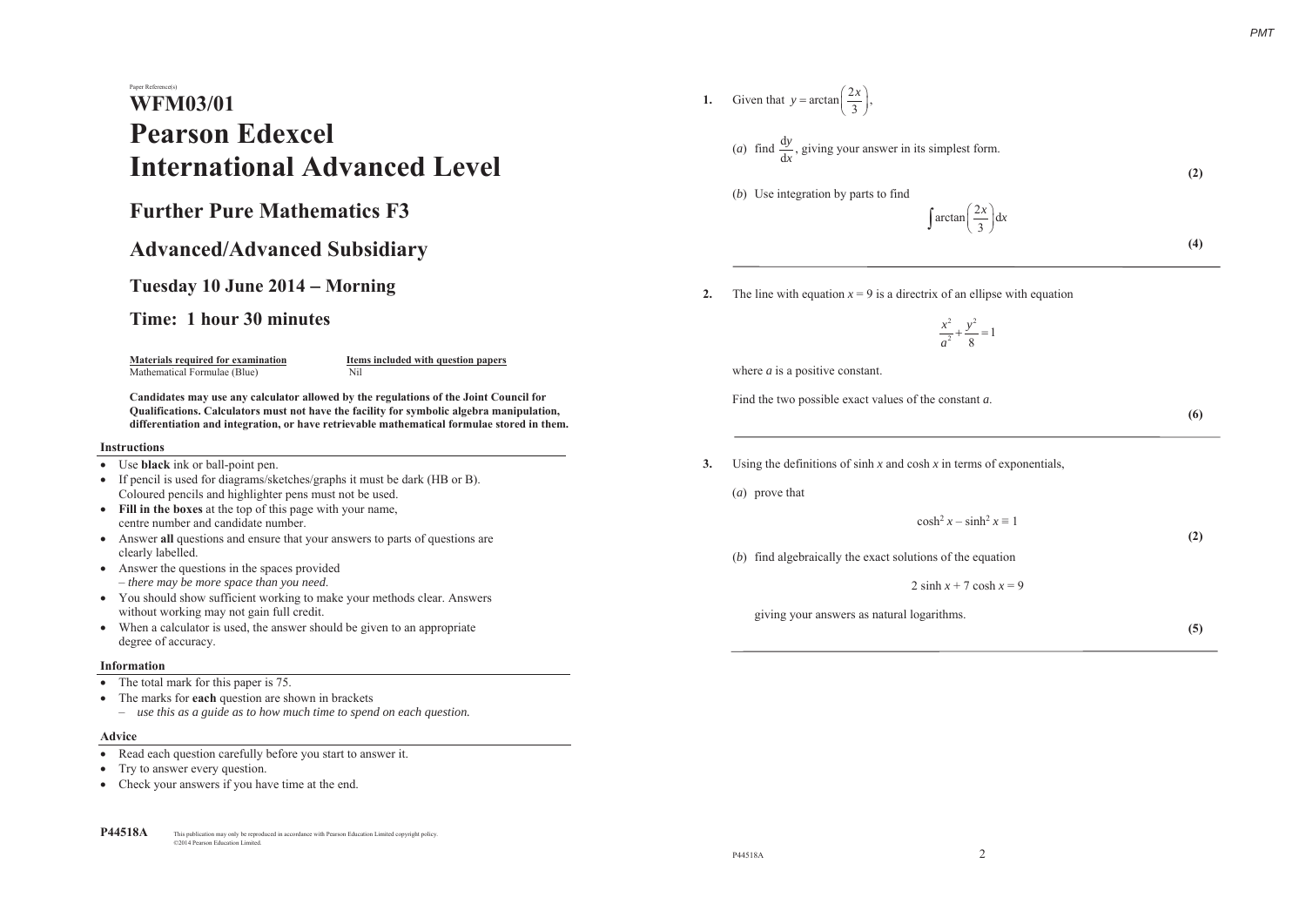Paper Reference(s)

# WFM03/01
# Pearson Edexcel
# International Advanced Level

## Further Pure Mathematics F3

## Advanced/Advanced Subsidiary

### Tuesday 10 June 2014 – Morning

### Time: 1 hour 30 minutes

| Materials required for examination | Items included with question papers |
| --- | --- |
| Mathematical Formulae (Blue) | Nil |

**Candidates may use any calculator allowed by the regulations of the Joint Council for Qualifications. Calculators must not have the facility for symbolic algebra manipulation, differentiation and integration, or have retrievable mathematical formulae stored in them.**

**Instructions**

- Use **black** ink or ball-point pen.
- If pencil is used for diagrams/sketches/graphs it must be dark (HB or B). Coloured pencils and highlighter pens must not be used.
- **Fill in the boxes** at the top of this page with your name, centre number and candidate number.
- Answer **all** questions and ensure that your answers to parts of questions are clearly labelled.
- Answer the questions in the spaces provided – *there may be more space than you need.*
- You should show sufficient working to make your methods clear. Answers without working may not gain full credit.
- When a calculator is used, the answer should be given to an appropriate degree of accuracy.

**Information**

- The total mark for this paper is 75.
- The marks for **each** question are shown in brackets
  – *use this as a guide as to how much time to spend on each question.*

**Advice**

- Read each question carefully before you start to answer it.
- Try to answer every question.
- Check your answers if you have time at the end.

**P44518A**

This publication may only be reproduced in accordance with Pearson Education Limited copyright policy. ©2014 Pearson Education Limited.

---

**1.** Given that $y = \arctan\left(\dfrac{2x}{3}\right)$,

(*a*) find $\dfrac{\mathrm{d}y}{\mathrm{d}x}$, giving your answer in its simplest form.

**(2)**

(*b*) Use integration by parts to find

$$\int \arctan\left(\frac{2x}{3}\right)\mathrm{d}x$$

**(4)**

---

**2.** The line with equation $x = 9$ is a directrix of an ellipse with equation

$$\frac{x^2}{a^2} + \frac{y^2}{8} = 1$$

where $a$ is a positive constant.

Find the two possible exact values of the constant $a$.

**(6)**

---

**3.** Using the definitions of $\sinh x$ and $\cosh x$ in terms of exponentials,

(*a*) prove that

$$\cosh^2 x - \sinh^2 x \equiv 1$$

**(2)**

(*b*) find algebraically the exact solutions of the equation

$$2\sinh x + 7\cosh x = 9$$

giving your answers as natural logarithms.

**(5)**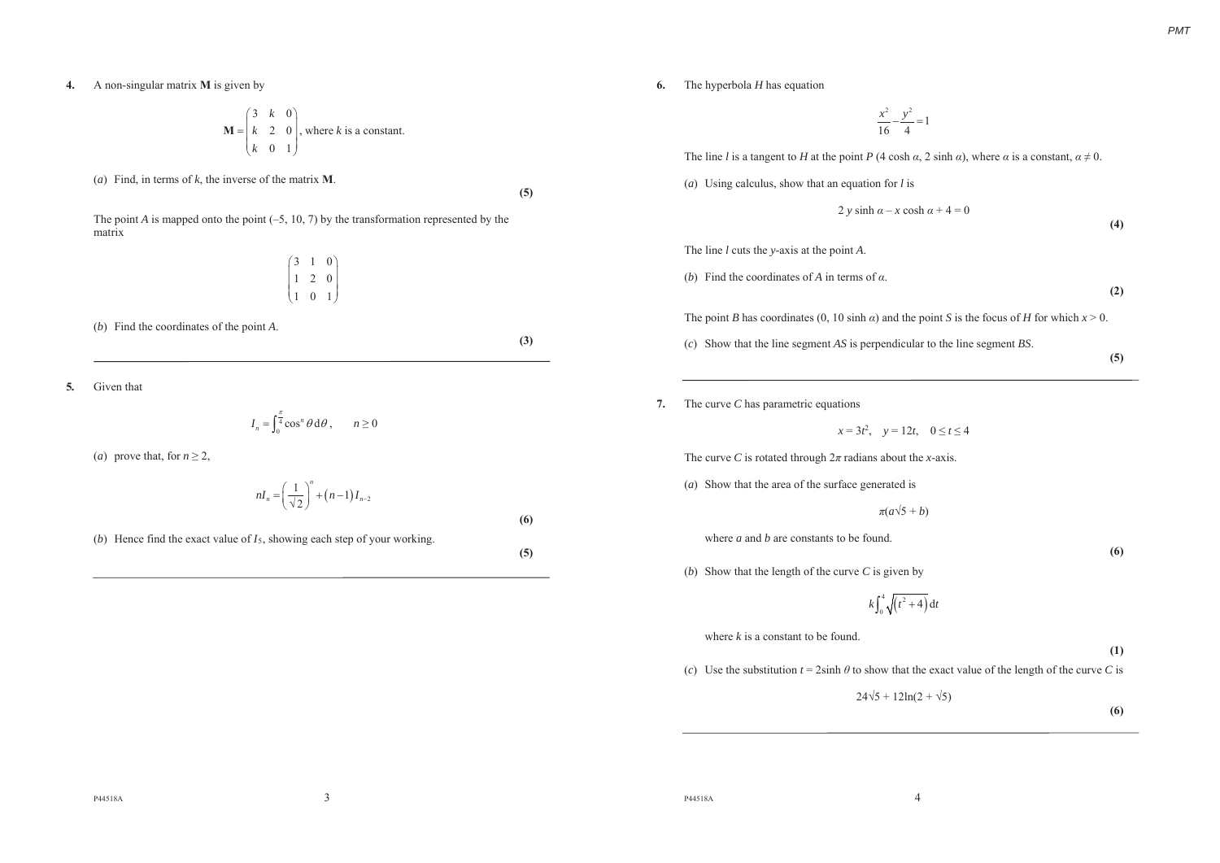**4.** A non-singular matrix **M** is given by

$$\mathbf{M} = \begin{pmatrix} 3 & k & 0 \\ k & 2 & 0 \\ k & 0 & 1 \end{pmatrix}, \text{ where } k \text{ is a constant.}$$

(*a*) Find, in terms of $k$, the inverse of the matrix **M**.

**(5)**

The point $A$ is mapped onto the point (–5, 10, 7) by the transformation represented by the matrix

$$\begin{pmatrix} 3 & 1 & 0 \\ 1 & 2 & 0 \\ 1 & 0 & 1 \end{pmatrix}$$

(*b*) Find the coordinates of the point $A$.

**(3)**

---

**5.** Given that

$$I_n = \int_0^{\frac{\pi}{4}} \cos^n \theta \, \mathrm{d}\theta, \qquad n \geq 0$$

(*a*) prove that, for $n \geq 2$,

$$nI_n = \left(\frac{1}{\sqrt{2}}\right)^n + (n-1)I_{n-2}$$

**(6)**

(*b*) Hence find the exact value of $I_5$, showing each step of your working.

**(5)**

---

**6.** The hyperbola $H$ has equation

$$\frac{x^2}{16} - \frac{y^2}{4} = 1$$

The line $l$ is a tangent to $H$ at the point $P$ ($4 \cosh \alpha$, $2 \sinh \alpha$), where $\alpha$ is a constant, $\alpha \neq 0$.

(*a*) Using calculus, show that an equation for $l$ is

$$2y \sinh \alpha - x \cosh \alpha + 4 = 0$$

**(4)**

The line $l$ cuts the $y$-axis at the point $A$.

(*b*) Find the coordinates of $A$ in terms of $\alpha$.

**(2)**

The point $B$ has coordinates (0, $10 \sinh \alpha$) and the point $S$ is the focus of $H$ for which $x > 0$.

(*c*) Show that the line segment $AS$ is perpendicular to the line segment $BS$.

**(5)**

---

**7.** The curve $C$ has parametric equations

$$x = 3t^2, \quad y = 12t, \quad 0 \leq t \leq 4$$

The curve $C$ is rotated through $2\pi$ radians about the $x$-axis.

(*a*) Show that the area of the surface generated is

$$\pi(a\sqrt{5} + b)$$

where $a$ and $b$ are constants to be found.

**(6)**

(*b*) Show that the length of the curve $C$ is given by

$$k\int_0^4 \sqrt{(t^2 + 4)} \, \mathrm{d}t$$

where $k$ is a constant to be found.

**(1)**

(*c*) Use the substitution $t = 2\sinh \theta$ to show that the exact value of the length of the curve $C$ is

$$24\sqrt{5} + 12\ln(2 + \sqrt{5})$$

**(6)**

---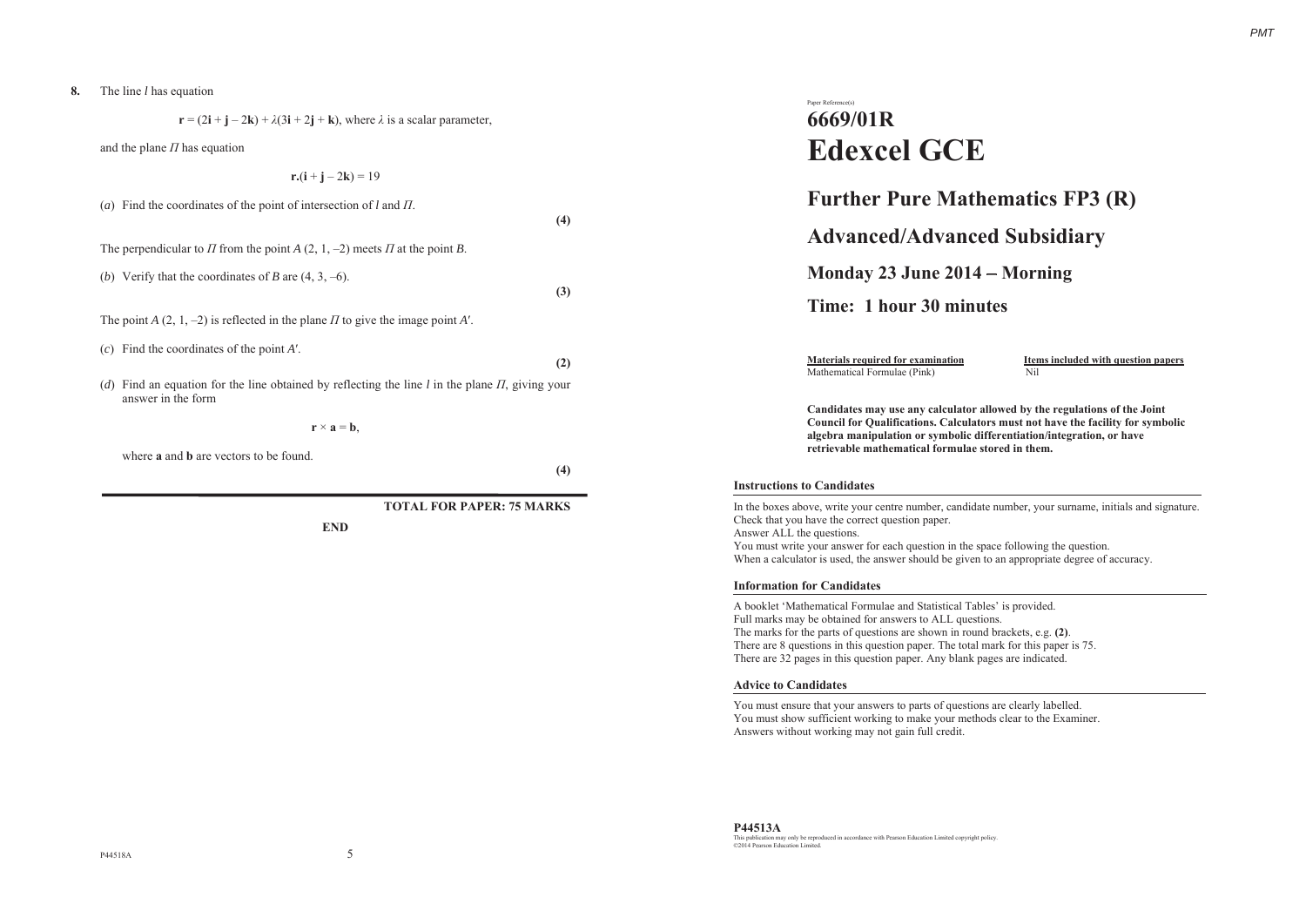**8.** The line $l$ has equation

$$\mathbf{r} = (2\mathbf{i} + \mathbf{j} - 2\mathbf{k}) + \lambda(3\mathbf{i} + 2\mathbf{j} + \mathbf{k}), \text{ where } \lambda \text{ is a scalar parameter,}$$

and the plane $\Pi$ has equation

$$\mathbf{r}.(\mathbf{i} + \mathbf{j} - 2\mathbf{k}) = 19$$

(*a*) Find the coordinates of the point of intersection of $l$ and $\Pi$.

**(4)**

The perpendicular to $\Pi$ from the point $A$ (2, 1, –2) meets $\Pi$ at the point $B$.

(*b*) Verify that the coordinates of $B$ are (4, 3, –6).

**(3)**

The point $A$ (2, 1, –2) is reflected in the plane $\Pi$ to give the image point $A'$.

(*c*) Find the coordinates of the point $A'$.

**(2)**

(*d*) Find an equation for the line obtained by reflecting the line $l$ in the plane $\Pi$, giving your answer in the form

$$\mathbf{r} \times \mathbf{a} = \mathbf{b},$$

where $\mathbf{a}$ and $\mathbf{b}$ are vectors to be found.

**(4)**

**TOTAL FOR PAPER: 75 MARKS**

**END**

Paper Reference(s)

# 6669/01R
# Edexcel GCE

## Further Pure Mathematics FP3 (R)

## Advanced/Advanced Subsidiary

### Monday 23 June 2014 – Morning

### Time: 1 hour 30 minutes

| Materials required for examination | Items included with question papers |
| --- | --- |
| Mathematical Formulae (Pink) | Nil |

**Candidates may use any calculator allowed by the regulations of the Joint Council for Qualifications. Calculators must not have the facility for symbolic algebra manipulation or symbolic differentiation/integration, or have retrievable mathematical formulae stored in them.**

**Instructions to Candidates**

In the boxes above, write your centre number, candidate number, your surname, initials and signature.
Check that you have the correct question paper.
Answer ALL the questions.
You must write your answer for each question in the space following the question.
When a calculator is used, the answer should be given to an appropriate degree of accuracy.

**Information for Candidates**

A booklet 'Mathematical Formulae and Statistical Tables' is provided.
Full marks may be obtained for answers to ALL questions.
The marks for the parts of questions are shown in round brackets, e.g. **(2)**.
There are 8 questions in this question paper. The total mark for this paper is 75.
There are 32 pages in this question paper. Any blank pages are indicated.

**Advice to Candidates**

You must ensure that your answers to parts of questions are clearly labelled.
You must show sufficient working to make your methods clear to the Examiner.
Answers without working may not gain full credit.

**P44513A**

This publication may only be reproduced in accordance with Pearson Education Limited copyright policy.
©2014 Pearson Education Limited.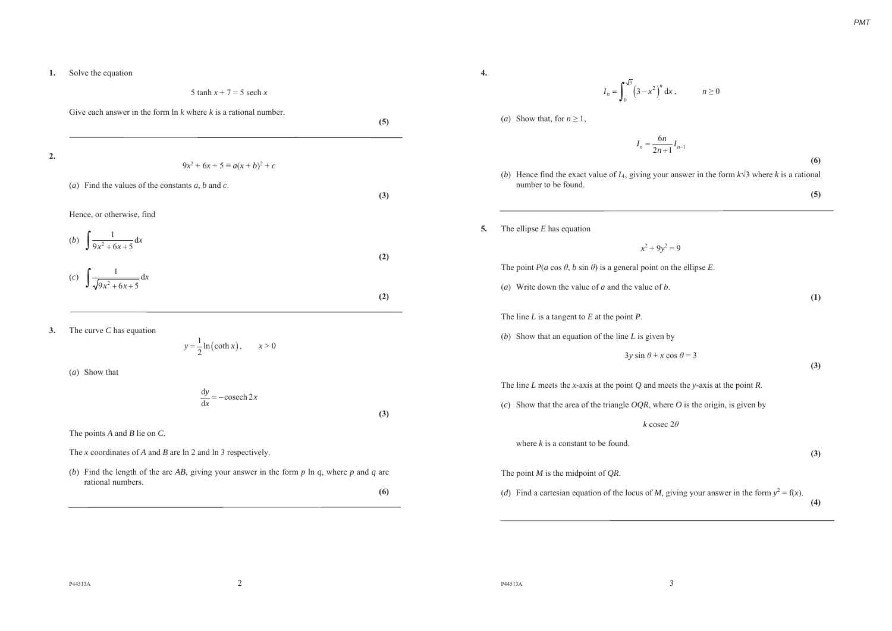**1.** Solve the equation

$$5 \tanh x + 7 = 5 \operatorname{sech} x$$

Give each answer in the form $\ln k$ where $k$ is a rational number.

**(5)**

---

**2.**

$$9x^2 + 6x + 5 \equiv a(x + b)^2 + c$$

(*a*) Find the values of the constants $a$, $b$ and $c$.

**(3)**

Hence, or otherwise, find

(*b*) $\displaystyle\int \frac{1}{9x^2 + 6x + 5}\,\mathrm{d}x$

**(2)**

(*c*) $\displaystyle\int \frac{1}{\sqrt{9x^2 + 6x + 5}}\,\mathrm{d}x$

**(2)**

---

**3.** The curve $C$ has equation

$$y = \frac{1}{2}\ln\left(\coth x\right), \qquad x > 0$$

(*a*) Show that

$$\frac{\mathrm{d}y}{\mathrm{d}x} = -\operatorname{cosech} 2x$$

**(3)**

The points $A$ and $B$ lie on $C$.

The $x$ coordinates of $A$ and $B$ are $\ln 2$ and $\ln 3$ respectively.

(*b*) Find the length of the arc $AB$, giving your answer in the form $p \ln q$, where $p$ and $q$ are rational numbers.

**(6)**

---

**4.**

$$I_n = \int_0^{\sqrt{3}} \left(3 - x^2\right)^n \mathrm{d}x\,, \qquad n \geq 0$$

(*a*) Show that, for $n \geq 1$,

$$I_n = \frac{6n}{2n+1} I_{n-1}$$

**(6)**

(*b*) Hence find the exact value of $I_4$, giving your answer in the form $k\sqrt{3}$ where $k$ is a rational number to be found.

**(5)**

---

**5.** The ellipse $E$ has equation

$$x^2 + 9y^2 = 9$$

The point $P(a \cos \theta, b \sin \theta)$ is a general point on the ellipse $E$.

(*a*) Write down the value of $a$ and the value of $b$.

**(1)**

The line $L$ is a tangent to $E$ at the point $P$.

(*b*) Show that an equation of the line $L$ is given by

$$3y \sin \theta + x \cos \theta = 3$$

**(3)**

The line $L$ meets the $x$-axis at the point $Q$ and meets the $y$-axis at the point $R$.

(*c*) Show that the area of the triangle $OQR$, where $O$ is the origin, is given by

$$k \operatorname{cosec} 2\theta$$

where $k$ is a constant to be found.

**(3)**

The point $M$ is the midpoint of $QR$.

(*d*) Find a cartesian equation of the locus of $M$, giving your answer in the form $y^2 = \mathrm{f}(x)$.

**(4)**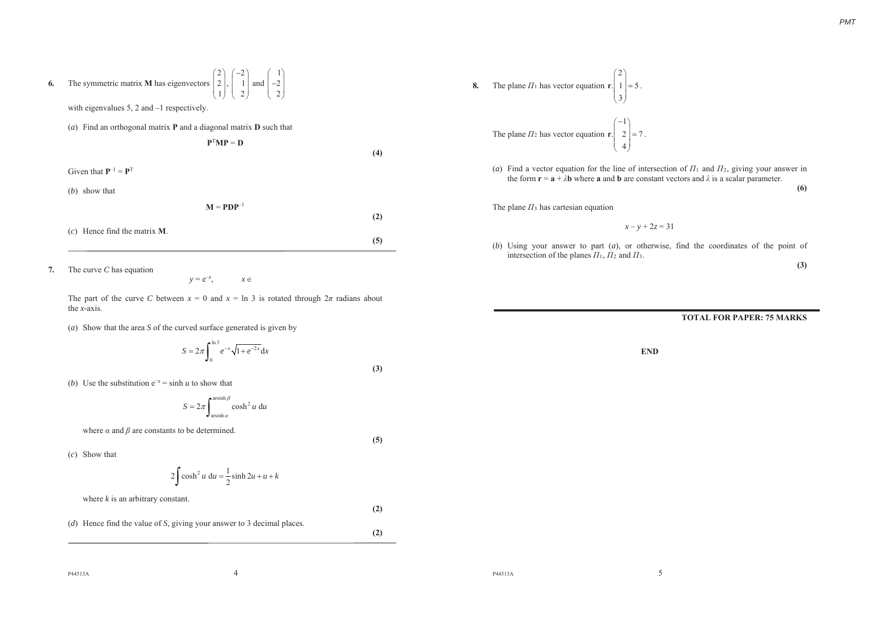**6.** The symmetric matrix **M** has eigenvectors $\begin{pmatrix} 2 \\ 2 \\ 1 \end{pmatrix}$, $\begin{pmatrix} -2 \\ 1 \\ 2 \end{pmatrix}$ and $\begin{pmatrix} 1 \\ -2 \\ 2 \end{pmatrix}$

with eigenvalues 5, 2 and –1 respectively.

(*a*) Find an orthogonal matrix **P** and a diagonal matrix **D** such that

$$\mathbf{P}^{\mathrm{T}}\mathbf{M}\mathbf{P} = \mathbf{D}$$

**(4)**

Given that $\mathbf{P}^{-1} = \mathbf{P}^{\mathrm{T}}$

(*b*) show that

$$\mathbf{M} = \mathbf{P}\mathbf{D}\mathbf{P}^{-1}$$

**(2)**

(*c*) Hence find the matrix **M**.

**(5)**

---

**7.** The curve *C* has equation

$$y = \mathrm{e}^{-x}, \qquad x \in$$

The part of the curve *C* between $x = 0$ and $x = \ln 3$ is rotated through $2\pi$ radians about the *x*-axis.

(*a*) Show that the area *S* of the curved surface generated is given by

$$S = 2\pi \int_0^{\ln 3} e^{-x}\sqrt{1 + e^{-2x}}\,\mathrm{d}x$$

**(3)**

(*b*) Use the substitution $\mathrm{e}^{-x} = \sinh u$ to show that

$$S = 2\pi \int_{\operatorname{arsinh}\alpha}^{\operatorname{arsinh}\beta} \cosh^2 u \,\mathrm{d}u$$

where $\alpha$ and $\beta$ are constants to be determined.

**(5)**

(*c*) Show that

$$2\int \cosh^2 u \,\mathrm{d}u = \frac{1}{2}\sinh 2u + u + k$$

where *k* is an arbitrary constant.

**(2)**

(*d*) Hence find the value of *S*, giving your answer to 3 decimal places.

**(2)**

---

**8.** The plane $\Pi_1$ has vector equation $\mathbf{r}.\begin{pmatrix} 2 \\ 1 \\ 3 \end{pmatrix} = 5$.

The plane $\Pi_2$ has vector equation $\mathbf{r}.\begin{pmatrix} -1 \\ 2 \\ 4 \end{pmatrix} = 7$.

(*a*) Find a vector equation for the line of intersection of $\Pi_1$ and $\Pi_2$, giving your answer in the form $\mathbf{r} = \mathbf{a} + \lambda\mathbf{b}$ where $\mathbf{a}$ and $\mathbf{b}$ are constant vectors and $\lambda$ is a scalar parameter.

**(6)**

The plane $\Pi_3$ has cartesian equation

$$x - y + 2z = 31$$

(*b*) Using your answer to part (*a*), or otherwise, find the coordinates of the point of intersection of the planes $\Pi_1$, $\Pi_2$ and $\Pi_3$.

**(3)**

---

**TOTAL FOR PAPER: 75 MARKS**

**END**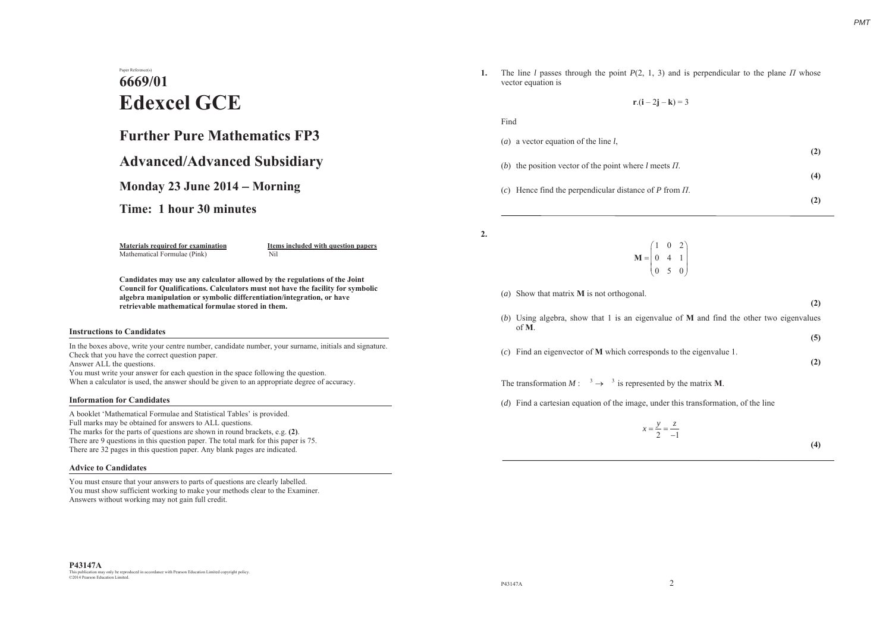Paper Reference(s)

# 6669/01
# Edexcel GCE

## Further Pure Mathematics FP3

## Advanced/Advanced Subsidiary

## Monday 23 June 2014 – Morning

## Time: 1 hour 30 minutes

| Materials required for examination | Items included with question papers |
|---|---|
| Mathematical Formulae (Pink) | Nil |

**Candidates may use any calculator allowed by the regulations of the Joint Council for Qualifications. Calculators must not have the facility for symbolic algebra manipulation or symbolic differentiation/integration, or have retrievable mathematical formulae stored in them.**

### Instructions to Candidates

In the boxes above, write your centre number, candidate number, your surname, initials and signature.
Check that you have the correct question paper.
Answer ALL the questions.
You must write your answer for each question in the space following the question.
When a calculator is used, the answer should be given to an appropriate degree of accuracy.

### Information for Candidates

A booklet 'Mathematical Formulae and Statistical Tables' is provided.
Full marks may be obtained for answers to ALL questions.
The marks for the parts of questions are shown in round brackets, e.g. **(2)**.
There are 9 questions in this question paper. The total mark for this paper is 75.
There are 32 pages in this question paper. Any blank pages are indicated.

### Advice to Candidates

You must ensure that your answers to parts of questions are clearly labelled.
You must show sufficient working to make your methods clear to the Examiner.
Answers without working may not gain full credit.

**P43147A**
This publication may only be reproduced in accordance with Pearson Education Limited copyright policy.
©2014 Pearson Education Limited.

---

**1.** The line $l$ passes through the point $P(2, 1, 3)$ and is perpendicular to the plane $\Pi$ whose vector equation is

$$\mathbf{r}.(\mathbf{i} - 2\mathbf{j} - \mathbf{k}) = 3$$

Find

(*a*) a vector equation of the line $l$, **(2)**

(*b*) the position vector of the point where $l$ meets $\Pi$. **(4)**

(*c*) Hence find the perpendicular distance of $P$ from $\Pi$. **(2)**

---

**2.**

$$\mathbf{M} = \begin{pmatrix} 1 & 0 & 2 \\ 0 & 4 & 1 \\ 0 & 5 & 0 \end{pmatrix}$$

(*a*) Show that matrix $\mathbf{M}$ is not orthogonal. **(2)**

(*b*) Using algebra, show that 1 is an eigenvalue of $\mathbf{M}$ and find the other two eigenvalues of $\mathbf{M}$. **(5)**

(*c*) Find an eigenvector of $\mathbf{M}$ which corresponds to the eigenvalue 1. **(2)**

The transformation $M : \mathbb{R}^3 \rightarrow \mathbb{R}^3$ is represented by the matrix $\mathbf{M}$.

(*d*) Find a cartesian equation of the image, under this transformation, of the line

$$x = \frac{y}{2} = \frac{z}{-1}$$

**(4)**

P43147A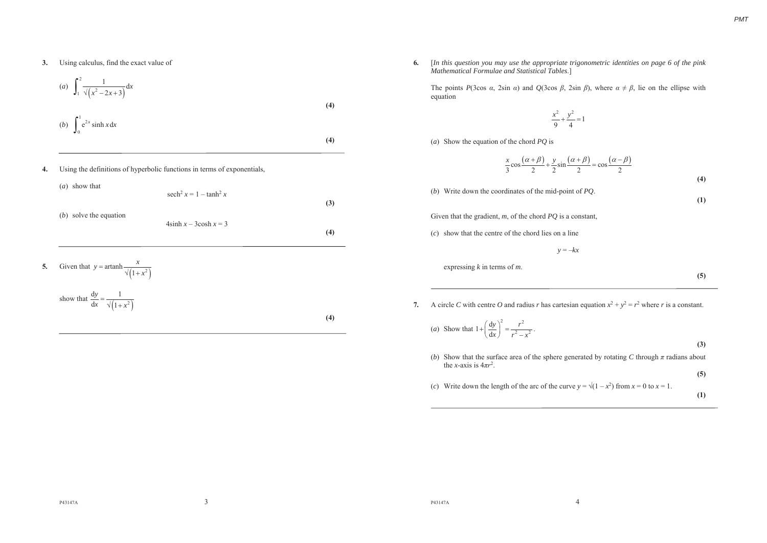**3.** Using calculus, find the exact value of

(*a*) $\displaystyle\int_1^2 \frac{1}{\sqrt{(x^2 - 2x + 3)}}\,\mathrm{d}x$

**(4)**

(*b*) $\displaystyle\int_0^1 \mathrm{e}^{2x} \sinh x \,\mathrm{d}x$

**(4)**

---

**4.** Using the definitions of hyperbolic functions in terms of exponentials,

(*a*) show that

$$\operatorname{sech}^2 x = 1 - \tanh^2 x$$

**(3)**

(*b*) solve the equation

$$4\sinh x - 3\cosh x = 3$$

**(4)**

---

**5.** Given that $y = \operatorname{artanh} \dfrac{x}{\sqrt{(1 + x^2)}}$

show that $\dfrac{\mathrm{d}y}{\mathrm{d}x} = \dfrac{1}{\sqrt{(1 + x^2)}}$

**(4)**

---

**6.** [*In this question you may use the appropriate trigonometric identities on page 6 of the pink Mathematical Formulae and Statistical Tables.*]

The points $P(3\cos\alpha, 2\sin\alpha)$ and $Q(3\cos\beta, 2\sin\beta)$, where $\alpha \neq \beta$, lie on the ellipse with equation

$$\frac{x^2}{9} + \frac{y^2}{4} = 1$$

(*a*) Show the equation of the chord $PQ$ is

$$\frac{x}{3}\cos\frac{(\alpha+\beta)}{2} + \frac{y}{2}\sin\frac{(\alpha+\beta)}{2} = \cos\frac{(\alpha-\beta)}{2}$$

**(4)**

(*b*) Write down the coordinates of the mid-point of $PQ$.

**(1)**

Given that the gradient, $m$, of the chord $PQ$ is a constant,

(*c*) show that the centre of the chord lies on a line

$$y = -kx$$

expressing $k$ in terms of $m$.

**(5)**

---

**7.** A circle $C$ with centre $O$ and radius $r$ has cartesian equation $x^2 + y^2 = r^2$ where $r$ is a constant.

(*a*) Show that $1 + \left(\dfrac{\mathrm{d}y}{\mathrm{d}x}\right)^2 = \dfrac{r^2}{r^2 - x^2}$.

**(3)**

(*b*) Show that the surface area of the sphere generated by rotating $C$ through $\pi$ radians about the $x$-axis is $4\pi r^2$.

**(5)**

(*c*) Write down the length of the arc of the curve $y = \sqrt{(1 - x^2)}$ from $x = 0$ to $x = 1$.

**(1)**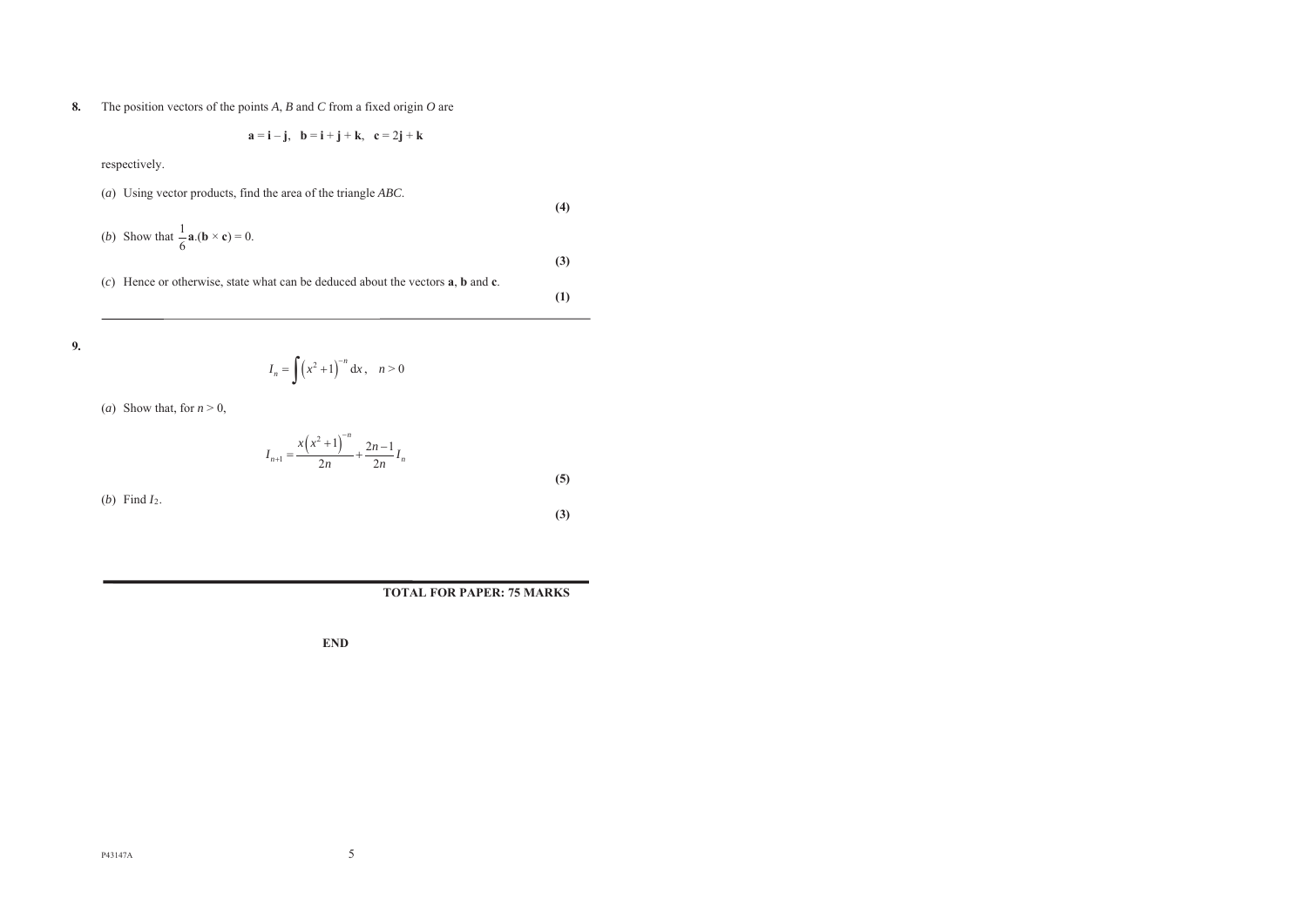**8.** The position vectors of the points $A$, $B$ and $C$ from a fixed origin $O$ are

$$\mathbf{a} = \mathbf{i} - \mathbf{j}, \quad \mathbf{b} = \mathbf{i} + \mathbf{j} + \mathbf{k}, \quad \mathbf{c} = 2\mathbf{j} + \mathbf{k}$$

respectively.

(*a*) Using vector products, find the area of the triangle $ABC$.

**(4)**

(*b*) Show that $\frac{1}{6}\mathbf{a}.(\mathbf{b} \times \mathbf{c}) = 0$.

**(3)**

(*c*) Hence or otherwise, state what can be deduced about the vectors $\mathbf{a}$, $\mathbf{b}$ and $\mathbf{c}$.

**(1)**

---

**9.**

$$I_n = \int \left(x^2 + 1\right)^{-n} \mathrm{d}x, \quad n > 0$$

(*a*) Show that, for $n > 0$,

$$I_{n+1} = \frac{x\left(x^2+1\right)^{-n}}{2n} + \frac{2n-1}{2n} I_n$$

**(5)**

(*b*) Find $I_2$.

**(3)**

---

**TOTAL FOR PAPER: 75 MARKS**

**END**